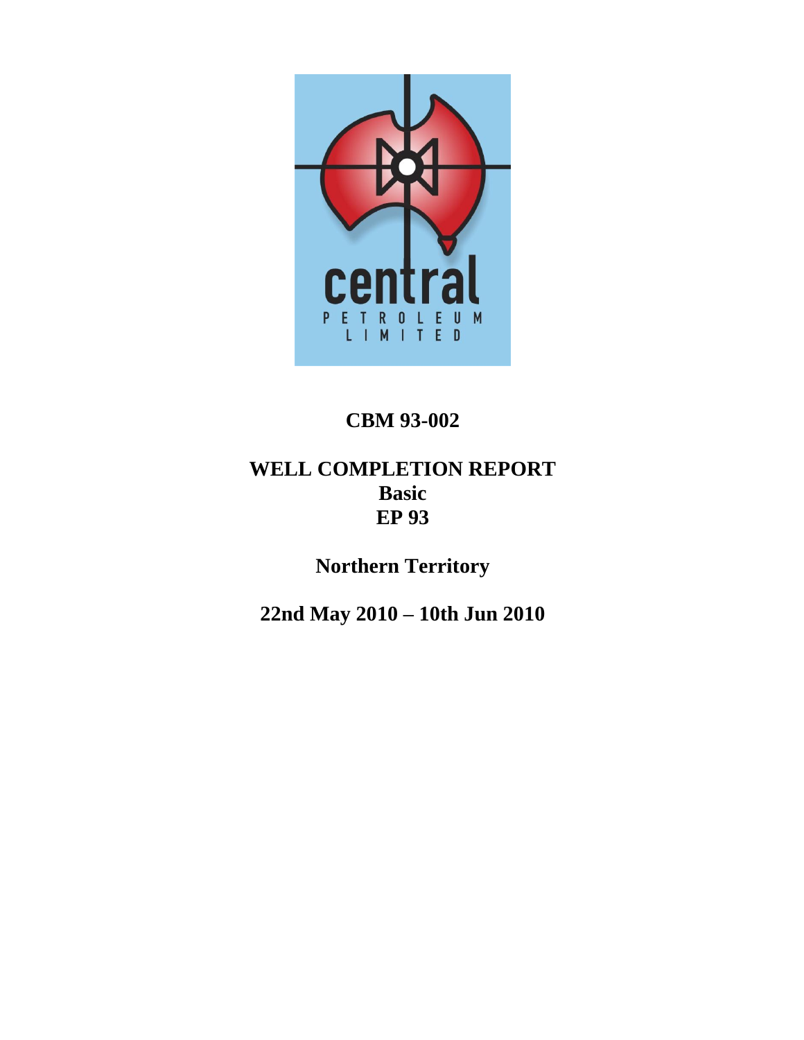# CBM 93-002

# WELL COMPLETION REPORT

## Basic

## EP 93

## Northern Territory

## 22nd May 2010 – 10th Jun 2010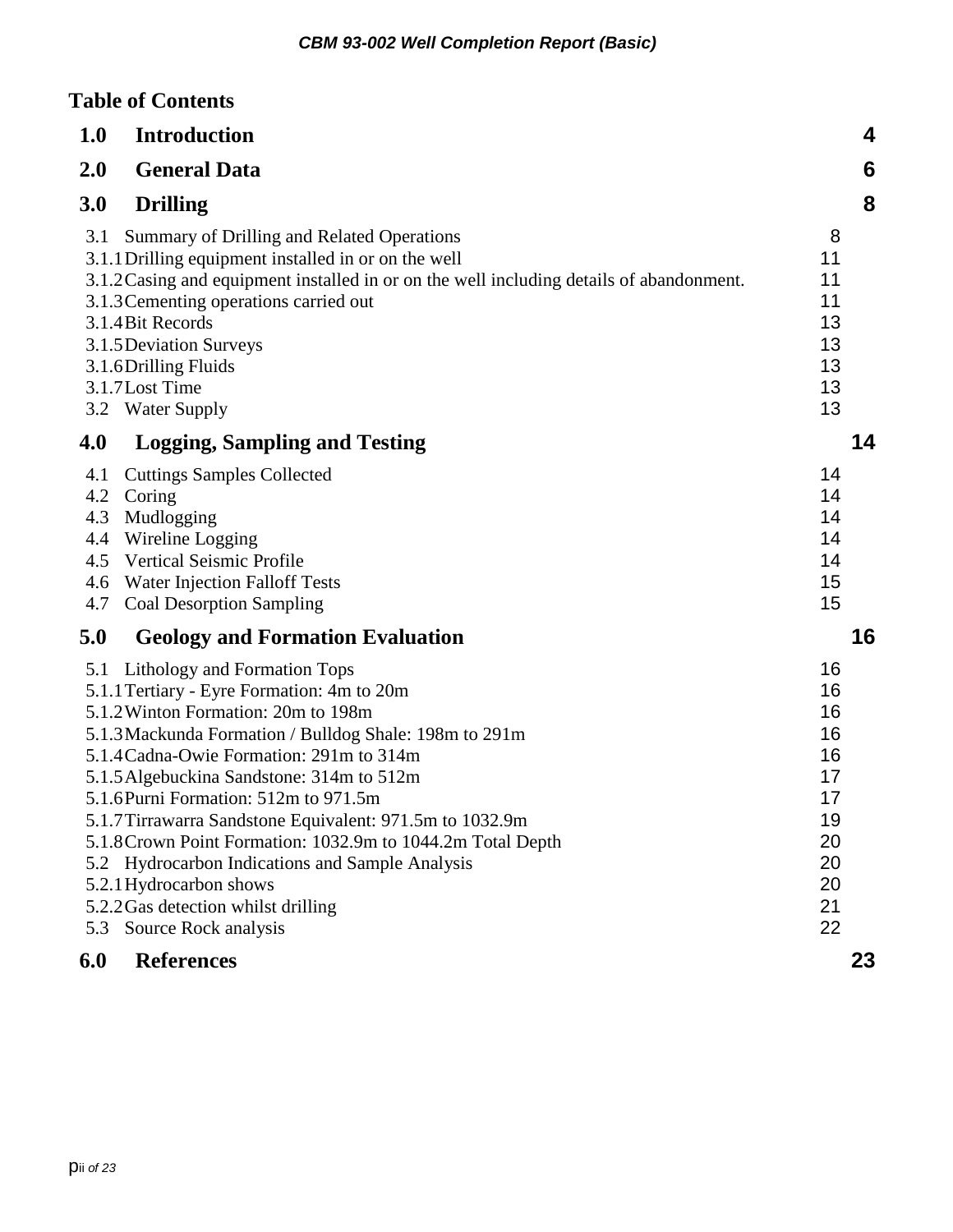**Table of Contents**

| | | |
|---|---|---|
| **1.0** | **Introduction** | **4** |
| **2.0** | **General Data** | **6** |
| **3.0** | **Drilling** | **8** |
| 3.1 | Summary of Drilling and Related Operations | 8 |
| 3.1.1 | Drilling equipment installed in or on the well | 11 |
| 3.1.2 | Casing and equipment installed in or on the well including details of abandonment. | 11 |
| 3.1.3 | Cementing operations carried out | 11 |
| 3.1.4 | Bit Records | 13 |
| 3.1.5 | Deviation Surveys | 13 |
| 3.1.6 | Drilling Fluids | 13 |
| 3.1.7 | Lost Time | 13 |
| 3.2 | Water Supply | 13 |
| **4.0** | **Logging, Sampling and Testing** | **14** |
| 4.1 | Cuttings Samples Collected | 14 |
| 4.2 | Coring | 14 |
| 4.3 | Mudlogging | 14 |
| 4.4 | Wireline Logging | 14 |
| 4.5 | Vertical Seismic Profile | 14 |
| 4.6 | Water Injection Falloff Tests | 15 |
| 4.7 | Coal Desorption Sampling | 15 |
| **5.0** | **Geology and Formation Evaluation** | **16** |
| 5.1 | Lithology and Formation Tops | 16 |
| 5.1.1 | Tertiary - Eyre Formation: 4m to 20m | 16 |
| 5.1.2 | Winton Formation: 20m to 198m | 16 |
| 5.1.3 | Mackunda Formation / Bulldog Shale: 198m to 291m | 16 |
| 5.1.4 | Cadna-Owie Formation: 291m to 314m | 16 |
| 5.1.5 | Algebuckina Sandstone: 314m to 512m | 17 |
| 5.1.6 | Purni Formation: 512m to 971.5m | 17 |
| 5.1.7 | Tirrawarra Sandstone Equivalent: 971.5m to 1032.9m | 19 |
| 5.1.8 | Crown Point Formation: 1032.9m to 1044.2m Total Depth | 20 |
| 5.2 | Hydrocarbon Indications and Sample Analysis | 20 |
| 5.2.1 | Hydrocarbon shows | 20 |
| 5.2.2 | Gas detection whilst drilling | 21 |
| 5.3 | Source Rock analysis | 22 |
| **6.0** | **References** | **23** |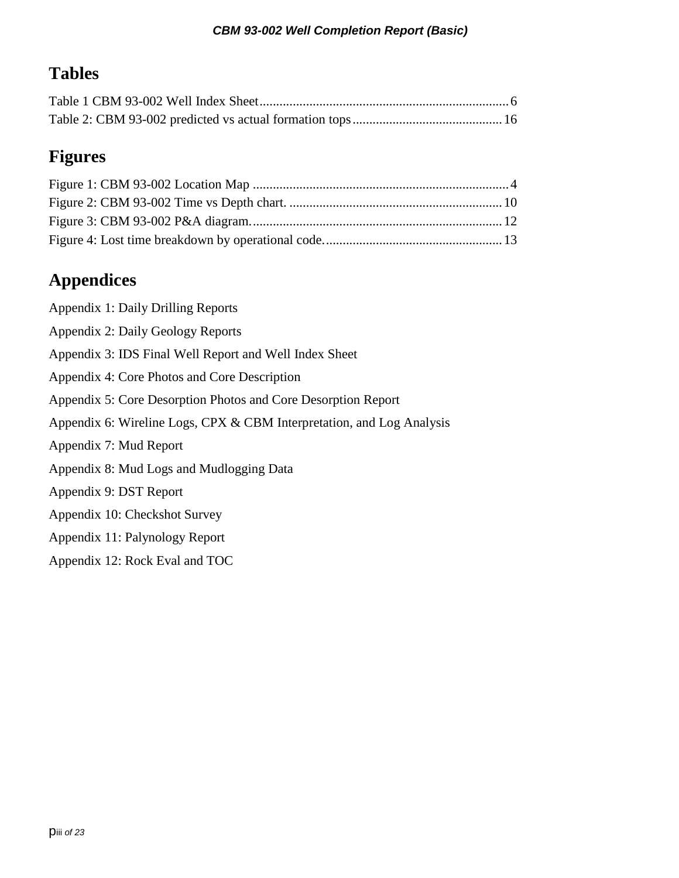# Tables

Table 1 CBM 93-002 Well Index Sheet ........................................................................... 6
Table 2: CBM 93-002 predicted vs actual formation tops ............................................ 16

# Figures

Figure 1: CBM 93-002 Location Map ............................................................................ 4
Figure 2: CBM 93-002 Time vs Depth chart. ............................................................... 10
Figure 3: CBM 93-002 P&A diagram. .......................................................................... 12
Figure 4: Lost time breakdown by operational code. .................................................... 13

# Appendices

Appendix 1: Daily Drilling Reports

Appendix 2: Daily Geology Reports

Appendix 3: IDS Final Well Report and Well Index Sheet

Appendix 4: Core Photos and Core Description

Appendix 5: Core Desorption Photos and Core Desorption Report

Appendix 6: Wireline Logs, CPX & CBM Interpretation, and Log Analysis

Appendix 7: Mud Report

Appendix 8: Mud Logs and Mudlogging Data

Appendix 9: DST Report

Appendix 10: Checkshot Survey

Appendix 11: Palynology Report

Appendix 12: Rock Eval and TOC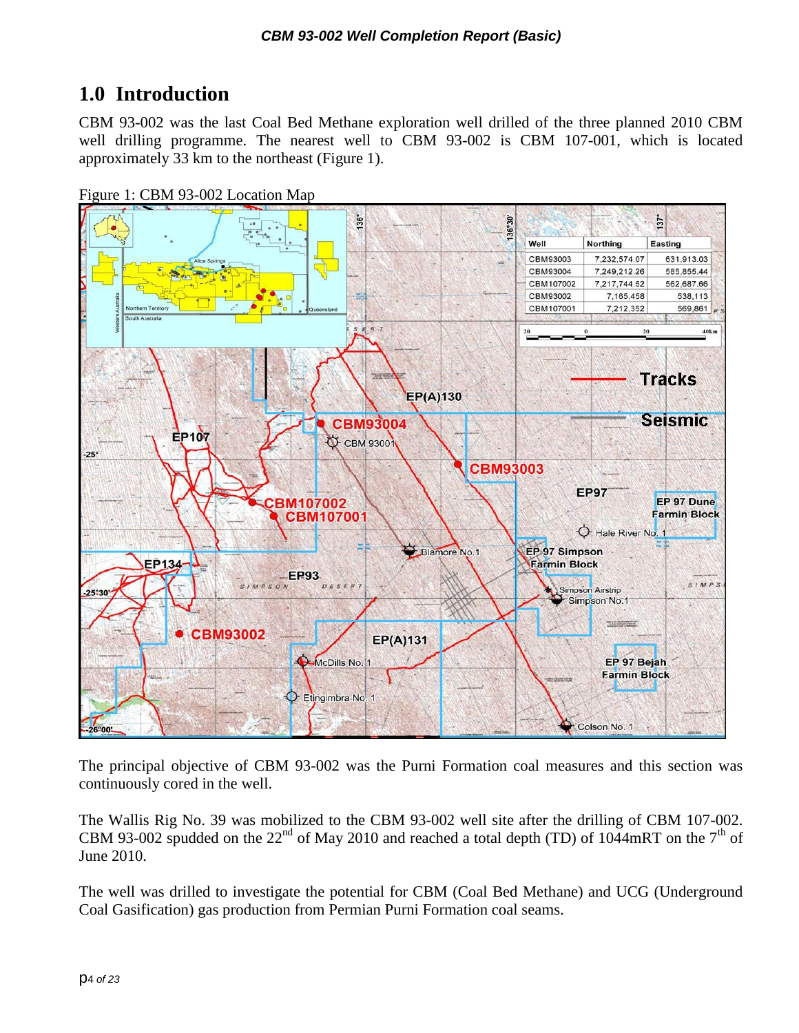# 1.0 Introduction

CBM 93-002 was the last Coal Bed Methane exploration well drilled of the three planned 2010 CBM well drilling programme. The nearest well to CBM 93-002 is CBM 107-001, which is located approximately 33 km to the northeast (Figure 1).

Figure 1: CBM 93-002 Location Map

The principal objective of CBM 93-002 was the Purni Formation coal measures and this section was continuously cored in the well.

The Wallis Rig No. 39 was mobilized to the CBM 93-002 well site after the drilling of CBM 107-002. CBM 93-002 spudded on the 22nd of May 2010 and reached a total depth (TD) of 1044mRT on the 7th of June 2010.

The well was drilled to investigate the potential for CBM (Coal Bed Methane) and UCG (Underground Coal Gasification) gas production from Permian Purni Formation coal seams.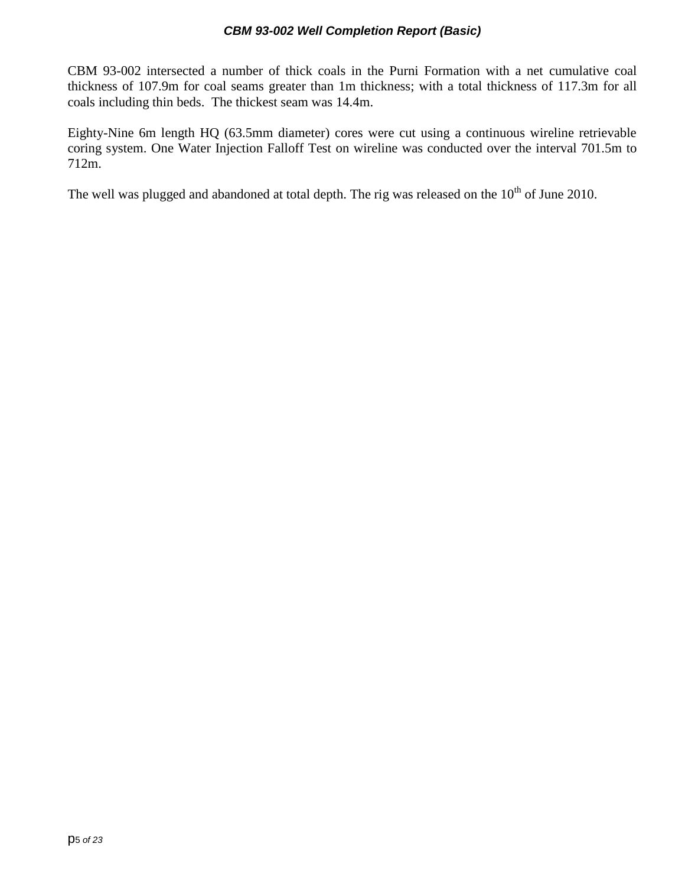CBM 93-002 intersected a number of thick coals in the Purni Formation with a net cumulative coal thickness of 107.9m for coal seams greater than 1m thickness; with a total thickness of 117.3m for all coals including thin beds. The thickest seam was 14.4m.

Eighty-Nine 6m length HQ (63.5mm diameter) cores were cut using a continuous wireline retrievable coring system. One Water Injection Falloff Test on wireline was conducted over the interval 701.5m to 712m.

The well was plugged and abandoned at total depth. The rig was released on the 10th of June 2010.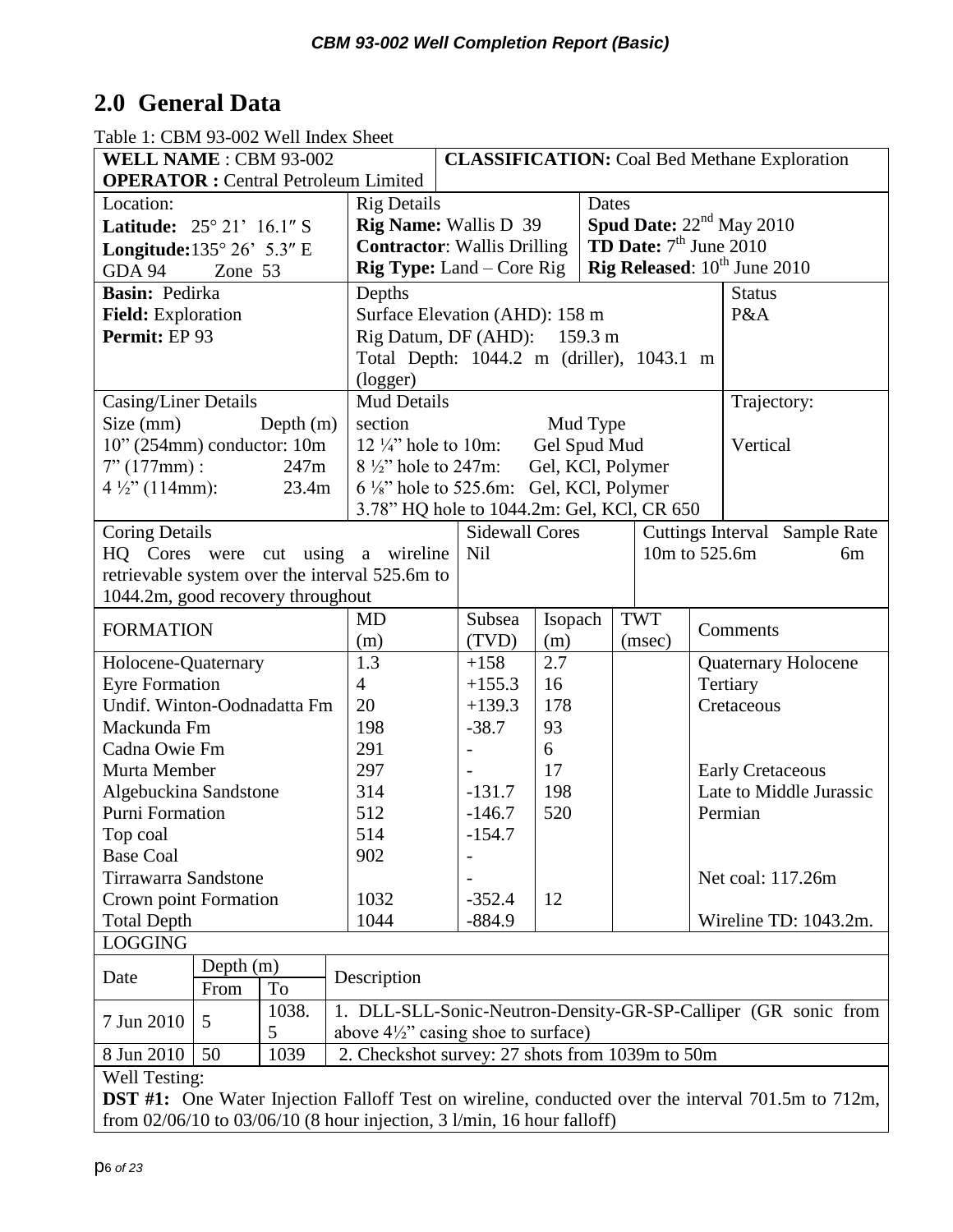## 2.0 General Data

Table 1: CBM 93-002 Well Index Sheet

| **WELL NAME** : CBM 93-002<br>**OPERATOR :** Central Petroleum Limited | **CLASSIFICATION:** Coal Bed Methane Exploration | |
|---|---|---|
| Location:<br>**Latitude:** 25° 21' 16.1″ S<br>**Longitude:** 135° 26' 5.3″ E<br>GDA 94 Zone 53 | Rig Details<br>**Rig Name:** Wallis D 39<br>**Contractor**: Wallis Drilling<br>**Rig Type:** Land – Core Rig | Dates<br>**Spud Date:** 22nd May 2010<br>**TD Date:** 7th June 2010<br>**Rig Released**: 10th June 2010 |
| **Basin:** Pedirka<br>**Field:** Exploration<br>**Permit:** EP 93 | Depths<br>Surface Elevation (AHD): 158 m<br>Rig Datum, DF (AHD): 159.3 m<br>Total Depth: 1044.2 m (driller), 1043.1 m (logger) | Status<br>P&A |
| Casing/Liner Details<br>Size (mm) Depth (m)<br>10" (254mm) conductor: 10m<br>7" (177mm) : 247m<br>4 ½" (114mm): 23.4m | Mud Details<br>section Mud Type<br>12 ¼" hole to 10m: Gel Spud Mud<br>8 ½" hole to 247m: Gel, KCl, Polymer<br>6 ⅛" hole to 525.6m: Gel, KCl, Polymer<br>3.78" HQ hole to 1044.2m: Gel, KCl, CR 650 | Trajectory:<br>Vertical |
| Coring Details<br>HQ Cores were cut using a wireline retrievable system over the interval 525.6m to 1044.2m, good recovery throughout | Sidewall Cores<br>Nil | Cuttings Interval Sample Rate<br>10m to 525.6m 6m |

| FORMATION | MD (m) | Subsea (TVD) | Isopach (m) | TWT (msec) | Comments |
|---|---|---|---|---|---|
| Holocene-Quaternary | 1.3 | +158 | 2.7 | | Quaternary Holocene |
| Eyre Formation | 4 | +155.3 | 16 | | Tertiary |
| Undif. Winton-Oodnadatta Fm | 20 | +139.3 | 178 | | Cretaceous |
| Mackunda Fm | 198 | -38.7 | 93 | | |
| Cadna Owie Fm | 291 | - | 6 | | |
| Murta Member | 297 | - | 17 | | Early Cretaceous |
| Algebuckina Sandstone | 314 | -131.7 | 198 | | Late to Middle Jurassic |
| Purni Formation | 512 | -146.7 | 520 | | Permian |
| Top coal | 514 | -154.7 | | | |
| Base Coal | 902 | - | | | |
| Tirrawarra Sandstone | | - | | | Net coal: 117.26m |
| Crown point Formation | 1032 | -352.4 | 12 | | |
| Total Depth | 1044 | -884.9 | | | Wireline TD: 1043.2m. |

**LOGGING**

| Date | Depth (m) From | Depth (m) To | Description |
|---|---|---|---|
| 7 Jun 2010 | 5 | 1038.5 | 1. DLL-SLL-Sonic-Neutron-Density-GR-SP-Calliper (GR sonic from above 4½" casing shoe to surface) |
| 8 Jun 2010 | 50 | 1039 | 2. Checkshot survey: 27 shots from 1039m to 50m |

Well Testing:

**DST #1:** One Water Injection Falloff Test on wireline, conducted over the interval 701.5m to 712m, from 02/06/10 to 03/06/10 (8 hour injection, 3 l/min, 16 hour falloff)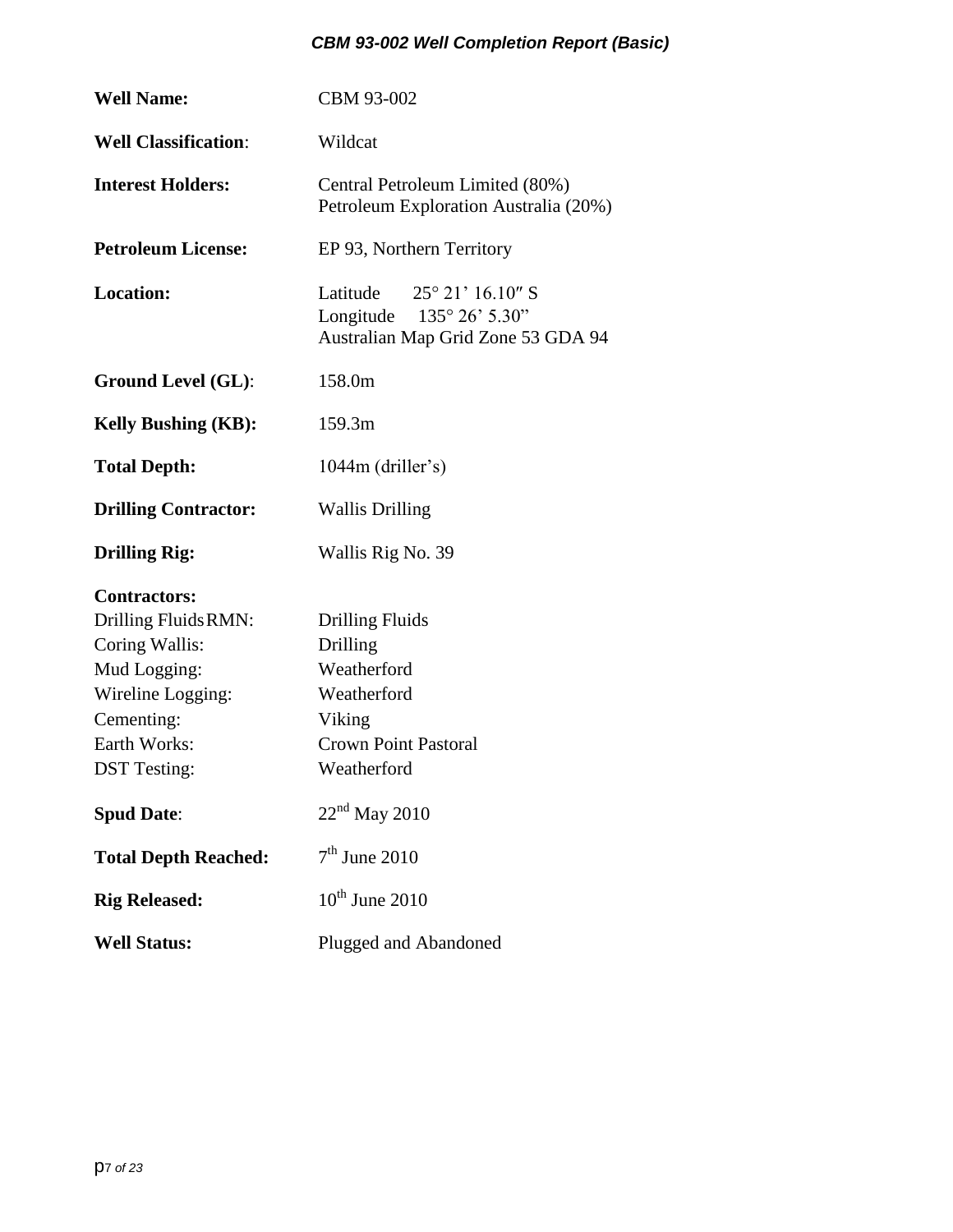| | |
|---|---|
| **Well Name:** | CBM 93-002 |
| **Well Classification**: | Wildcat |
| **Interest Holders:** | Central Petroleum Limited (80%)<br>Petroleum Exploration Australia (20%) |
| **Petroleum License:** | EP 93, Northern Territory |
| **Location:** | Latitude 25° 21' 16.10″ S<br>Longitude 135° 26' 5.30"<br>Australian Map Grid Zone 53 GDA 94 |
| **Ground Level (GL)**: | 158.0m |
| **Kelly Bushing (KB):** | 159.3m |
| **Total Depth:** | 1044m (driller's) |
| **Drilling Contractor:** | Wallis Drilling |
| **Drilling Rig:** | Wallis Rig No. 39 |
| **Contractors:** | |
| Drilling Fluids RMN: | Drilling Fluids |
| Coring Wallis: | Drilling |
| Mud Logging: | Weatherford |
| Wireline Logging: | Weatherford |
| Cementing: | Viking |
| Earth Works: | Crown Point Pastoral |
| DST Testing: | Weatherford |
| **Spud Date**: | 22nd May 2010 |
| **Total Depth Reached:** | 7th June 2010 |
| **Rig Released:** | 10th June 2010 |
| **Well Status:** | Plugged and Abandoned |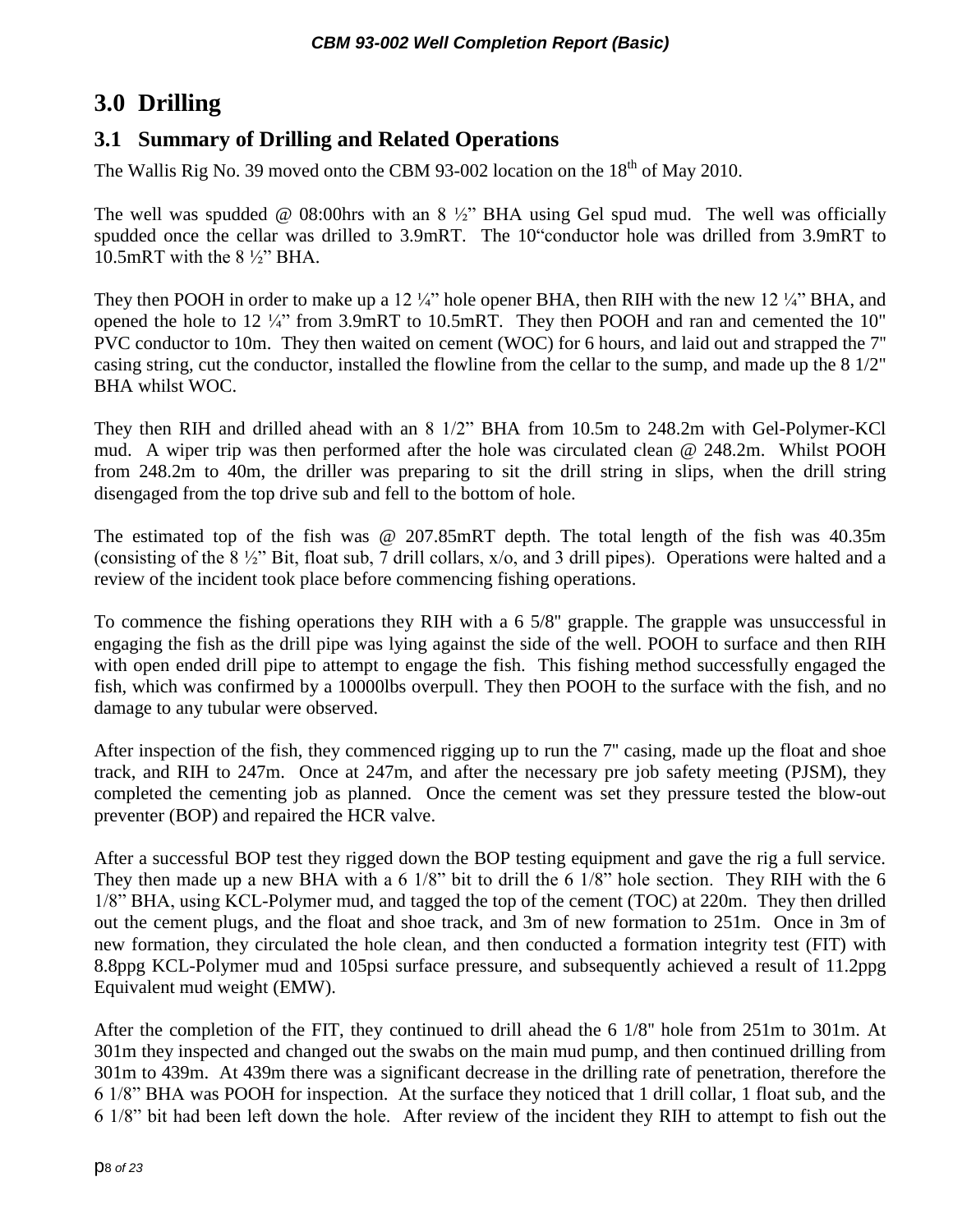# 3.0 Drilling

## 3.1 Summary of Drilling and Related Operations

The Wallis Rig No. 39 moved onto the CBM 93-002 location on the 18th of May 2010.

The well was spudded @ 08:00hrs with an 8 ½" BHA using Gel spud mud. The well was officially spudded once the cellar was drilled to 3.9mRT. The 10"conductor hole was drilled from 3.9mRT to 10.5mRT with the 8 ½" BHA.

They then POOH in order to make up a 12 ¼" hole opener BHA, then RIH with the new 12 ¼" BHA, and opened the hole to 12 ¼" from 3.9mRT to 10.5mRT. They then POOH and ran and cemented the 10" PVC conductor to 10m. They then waited on cement (WOC) for 6 hours, and laid out and strapped the 7" casing string, cut the conductor, installed the flowline from the cellar to the sump, and made up the 8 1/2" BHA whilst WOC.

They then RIH and drilled ahead with an 8 1/2" BHA from 10.5m to 248.2m with Gel-Polymer-KCl mud. A wiper trip was then performed after the hole was circulated clean @ 248.2m. Whilst POOH from 248.2m to 40m, the driller was preparing to sit the drill string in slips, when the drill string disengaged from the top drive sub and fell to the bottom of hole.

The estimated top of the fish was @ 207.85mRT depth. The total length of the fish was 40.35m (consisting of the 8 ½" Bit, float sub, 7 drill collars, x/o, and 3 drill pipes). Operations were halted and a review of the incident took place before commencing fishing operations.

To commence the fishing operations they RIH with a 6 5/8" grapple. The grapple was unsuccessful in engaging the fish as the drill pipe was lying against the side of the well. POOH to surface and then RIH with open ended drill pipe to attempt to engage the fish. This fishing method successfully engaged the fish, which was confirmed by a 10000lbs overpull. They then POOH to the surface with the fish, and no damage to any tubular were observed.

After inspection of the fish, they commenced rigging up to run the 7" casing, made up the float and shoe track, and RIH to 247m. Once at 247m, and after the necessary pre job safety meeting (PJSM), they completed the cementing job as planned. Once the cement was set they pressure tested the blow-out preventer (BOP) and repaired the HCR valve.

After a successful BOP test they rigged down the BOP testing equipment and gave the rig a full service. They then made up a new BHA with a 6 1/8" bit to drill the 6 1/8" hole section. They RIH with the 6 1/8" BHA, using KCL-Polymer mud, and tagged the top of the cement (TOC) at 220m. They then drilled out the cement plugs, and the float and shoe track, and 3m of new formation to 251m. Once in 3m of new formation, they circulated the hole clean, and then conducted a formation integrity test (FIT) with 8.8ppg KCL-Polymer mud and 105psi surface pressure, and subsequently achieved a result of 11.2ppg Equivalent mud weight (EMW).

After the completion of the FIT, they continued to drill ahead the 6 1/8" hole from 251m to 301m. At 301m they inspected and changed out the swabs on the main mud pump, and then continued drilling from 301m to 439m. At 439m there was a significant decrease in the drilling rate of penetration, therefore the 6 1/8" BHA was POOH for inspection. At the surface they noticed that 1 drill collar, 1 float sub, and the 6 1/8" bit had been left down the hole. After review of the incident they RIH to attempt to fish out the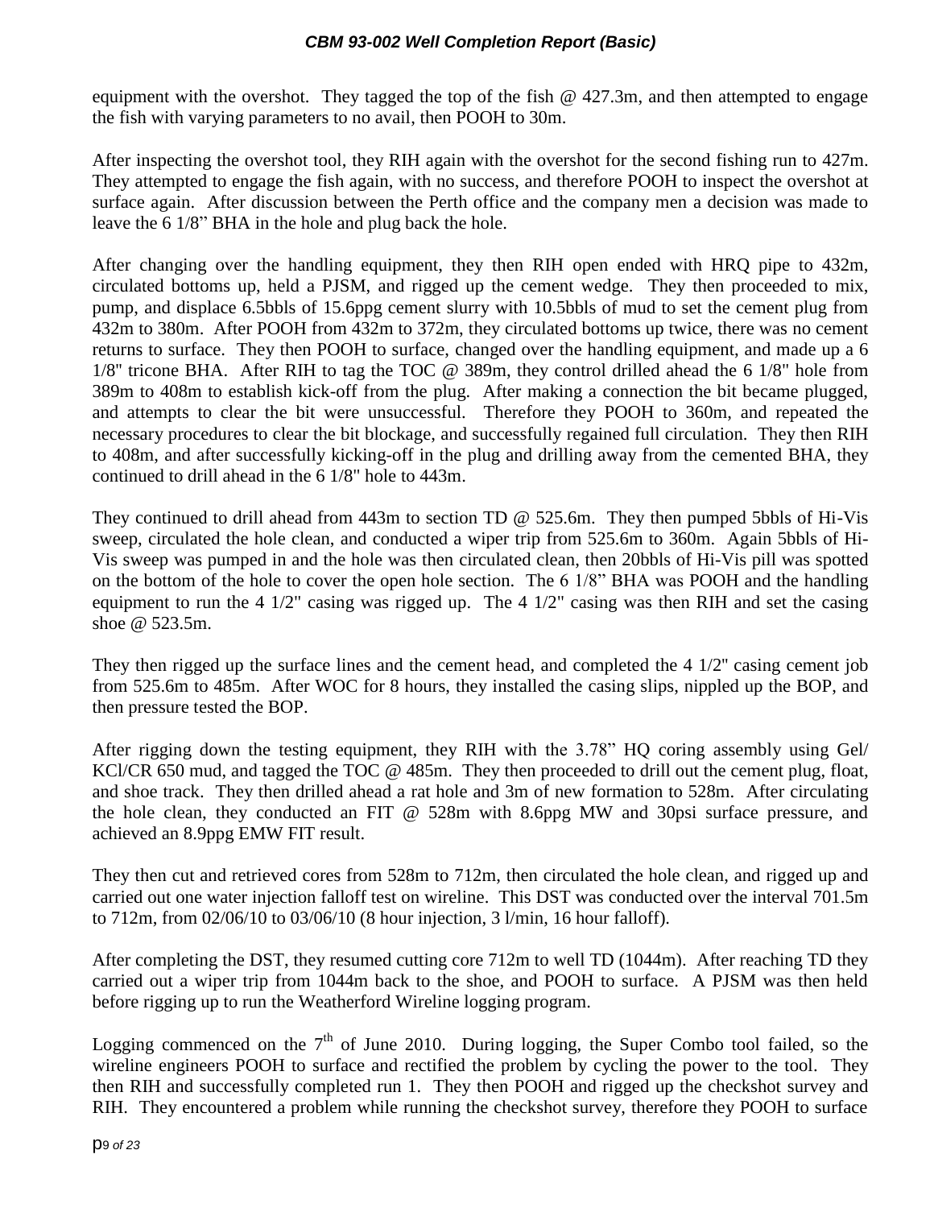equipment with the overshot. They tagged the top of the fish @ 427.3m, and then attempted to engage the fish with varying parameters to no avail, then POOH to 30m.

After inspecting the overshot tool, they RIH again with the overshot for the second fishing run to 427m. They attempted to engage the fish again, with no success, and therefore POOH to inspect the overshot at surface again. After discussion between the Perth office and the company men a decision was made to leave the 6 1/8" BHA in the hole and plug back the hole.

After changing over the handling equipment, they then RIH open ended with HRQ pipe to 432m, circulated bottoms up, held a PJSM, and rigged up the cement wedge. They then proceeded to mix, pump, and displace 6.5bbls of 15.6ppg cement slurry with 10.5bbls of mud to set the cement plug from 432m to 380m. After POOH from 432m to 372m, they circulated bottoms up twice, there was no cement returns to surface. They then POOH to surface, changed over the handling equipment, and made up a 6 1/8" tricone BHA. After RIH to tag the TOC @ 389m, they control drilled ahead the 6 1/8" hole from 389m to 408m to establish kick-off from the plug. After making a connection the bit became plugged, and attempts to clear the bit were unsuccessful. Therefore they POOH to 360m, and repeated the necessary procedures to clear the bit blockage, and successfully regained full circulation. They then RIH to 408m, and after successfully kicking-off in the plug and drilling away from the cemented BHA, they continued to drill ahead in the 6 1/8" hole to 443m.

They continued to drill ahead from 443m to section TD @ 525.6m. They then pumped 5bbls of Hi-Vis sweep, circulated the hole clean, and conducted a wiper trip from 525.6m to 360m. Again 5bbls of Hi-Vis sweep was pumped in and the hole was then circulated clean, then 20bbls of Hi-Vis pill was spotted on the bottom of the hole to cover the open hole section. The 6 1/8" BHA was POOH and the handling equipment to run the 4 1/2" casing was rigged up. The 4 1/2" casing was then RIH and set the casing shoe @ 523.5m.

They then rigged up the surface lines and the cement head, and completed the 4 1/2" casing cement job from 525.6m to 485m. After WOC for 8 hours, they installed the casing slips, nippled up the BOP, and then pressure tested the BOP.

After rigging down the testing equipment, they RIH with the 3.78" HQ coring assembly using Gel/ KCl/CR 650 mud, and tagged the TOC @ 485m. They then proceeded to drill out the cement plug, float, and shoe track. They then drilled ahead a rat hole and 3m of new formation to 528m. After circulating the hole clean, they conducted an FIT @ 528m with 8.6ppg MW and 30psi surface pressure, and achieved an 8.9ppg EMW FIT result.

They then cut and retrieved cores from 528m to 712m, then circulated the hole clean, and rigged up and carried out one water injection falloff test on wireline. This DST was conducted over the interval 701.5m to 712m, from 02/06/10 to 03/06/10 (8 hour injection, 3 l/min, 16 hour falloff).

After completing the DST, they resumed cutting core 712m to well TD (1044m). After reaching TD they carried out a wiper trip from 1044m back to the shoe, and POOH to surface. A PJSM was then held before rigging up to run the Weatherford Wireline logging program.

Logging commenced on the 7th of June 2010. During logging, the Super Combo tool failed, so the wireline engineers POOH to surface and rectified the problem by cycling the power to the tool. They then RIH and successfully completed run 1. They then POOH and rigged up the checkshot survey and RIH. They encountered a problem while running the checkshot survey, therefore they POOH to surface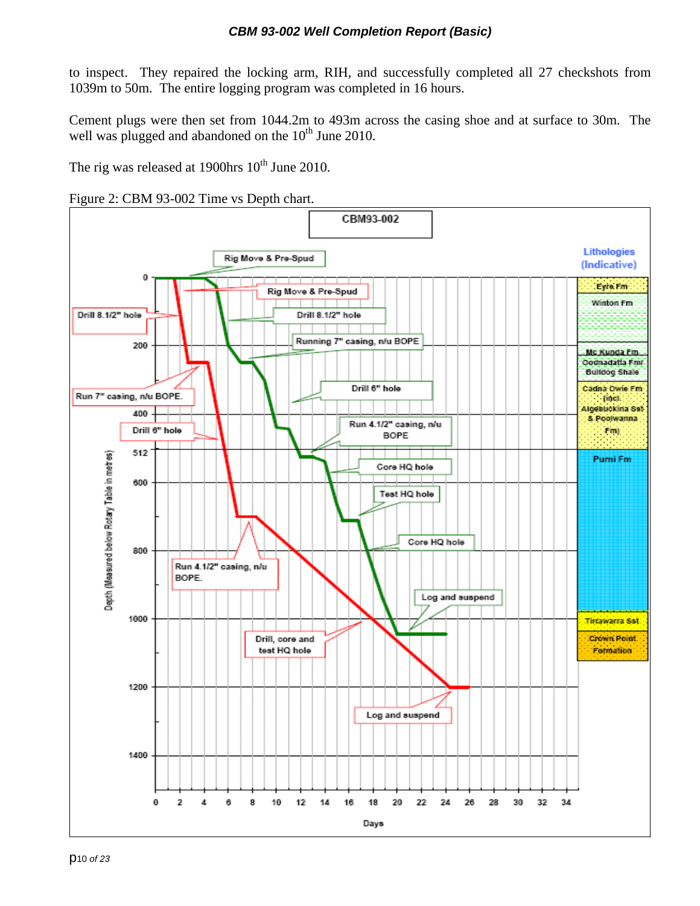to inspect. They repaired the locking arm, RIH, and successfully completed all 27 checkshots from 1039m to 50m. The entire logging program was completed in 16 hours.

Cement plugs were then set from 1044.2m to 493m across the casing shoe and at surface to 30m. The well was plugged and abandoned on the 10th June 2010.

The rig was released at 1900hrs 10th June 2010.

Figure 2: CBM 93-002 Time vs Depth chart.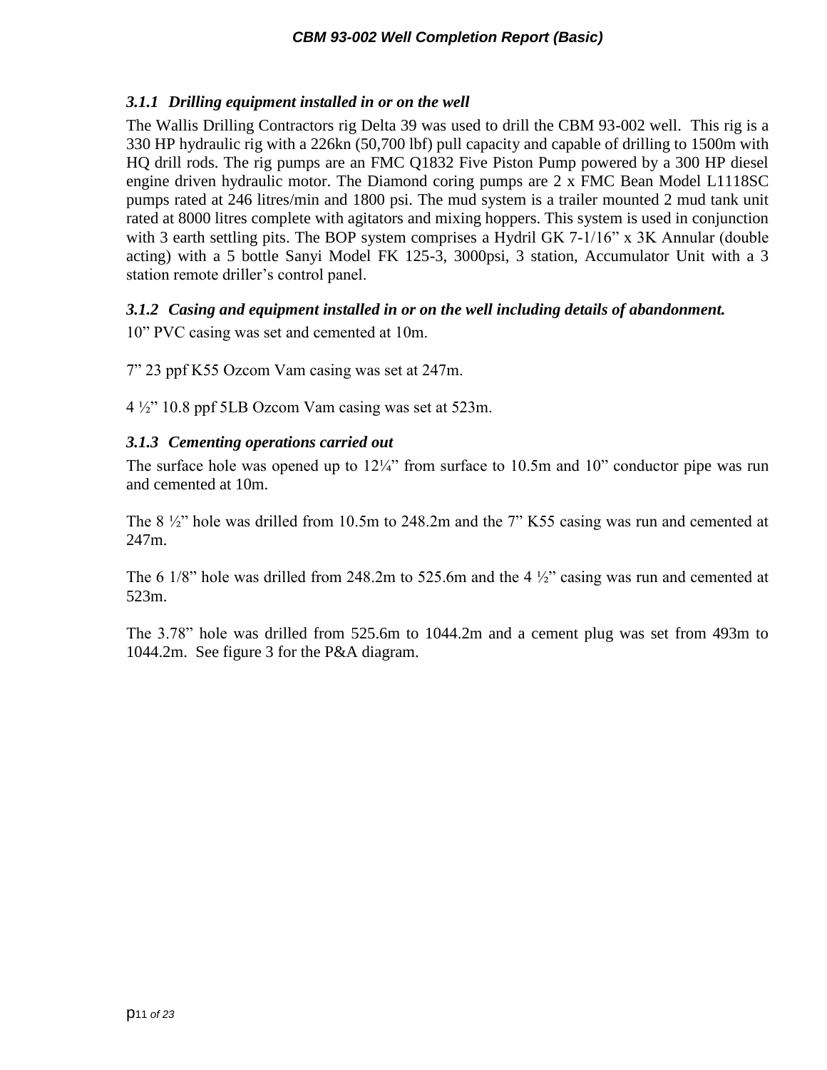### *3.1.1 Drilling equipment installed in or on the well*

The Wallis Drilling Contractors rig Delta 39 was used to drill the CBM 93-002 well. This rig is a 330 HP hydraulic rig with a 226kn (50,700 lbf) pull capacity and capable of drilling to 1500m with HQ drill rods. The rig pumps are an FMC Q1832 Five Piston Pump powered by a 300 HP diesel engine driven hydraulic motor. The Diamond coring pumps are 2 x FMC Bean Model L1118SC pumps rated at 246 litres/min and 1800 psi. The mud system is a trailer mounted 2 mud tank unit rated at 8000 litres complete with agitators and mixing hoppers. This system is used in conjunction with 3 earth settling pits. The BOP system comprises a Hydril GK 7-1/16" x 3K Annular (double acting) with a 5 bottle Sanyi Model FK 125-3, 3000psi, 3 station, Accumulator Unit with a 3 station remote driller's control panel.

### *3.1.2 Casing and equipment installed in or on the well including details of abandonment.*

10" PVC casing was set and cemented at 10m.

7" 23 ppf K55 Ozcom Vam casing was set at 247m.

4 ½" 10.8 ppf 5LB Ozcom Vam casing was set at 523m.

### *3.1.3 Cementing operations carried out*

The surface hole was opened up to 12¼" from surface to 10.5m and 10" conductor pipe was run and cemented at 10m.

The 8 ½" hole was drilled from 10.5m to 248.2m and the 7" K55 casing was run and cemented at 247m.

The 6 1/8" hole was drilled from 248.2m to 525.6m and the 4 ½" casing was run and cemented at 523m.

The 3.78" hole was drilled from 525.6m to 1044.2m and a cement plug was set from 493m to 1044.2m. See figure 3 for the P&A diagram.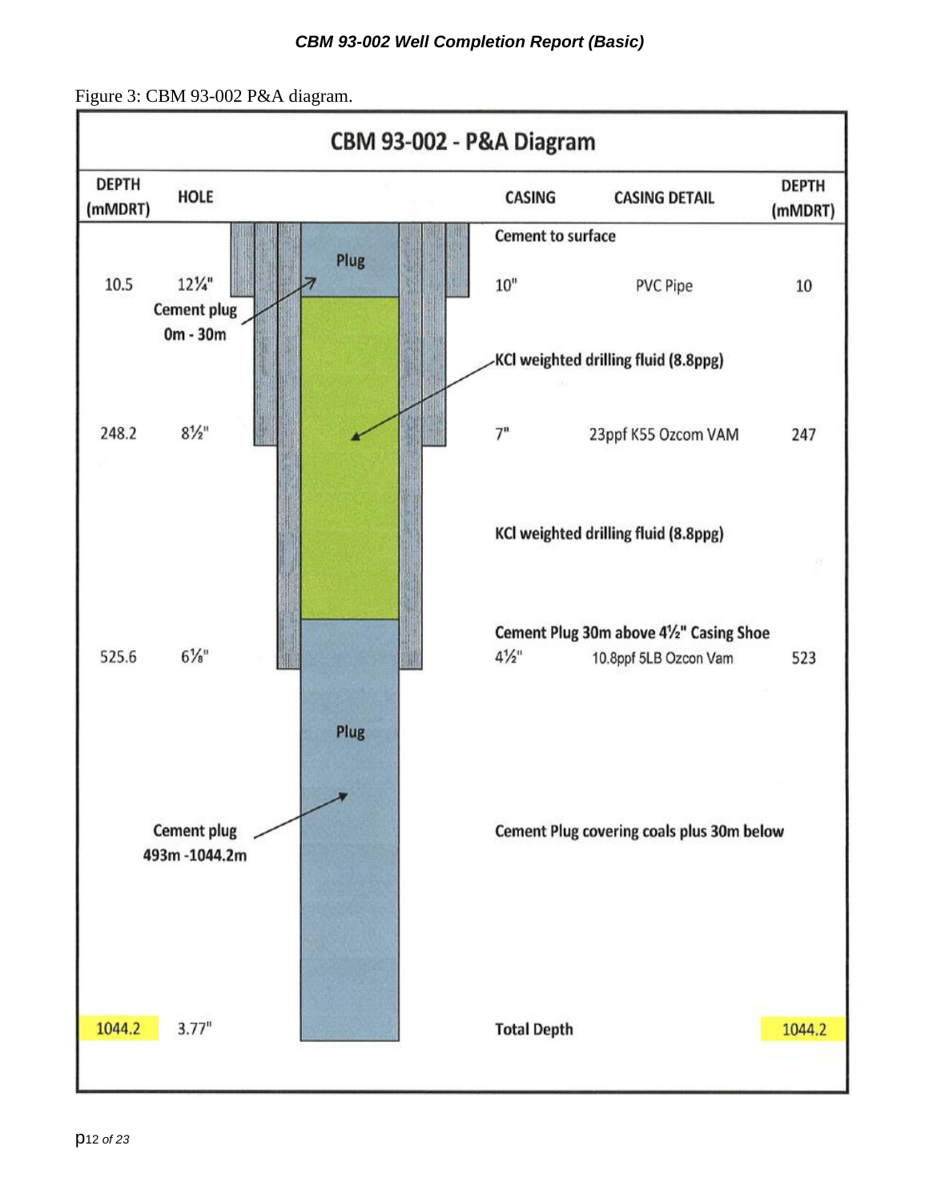Figure 3: CBM 93-002 P&A diagram.

**CBM 93-002 - P&A Diagram**

| DEPTH (mMDRT) | HOLE | CASING | CASING DETAIL | DEPTH (mMDRT) |
|---|---|---|---|---|
| | | Cement to surface | | |
| 10.5 | 12¼" | 10" | PVC Pipe | 10 |
| | Cement plug 0m - 30m | KCl weighted drilling fluid (8.8ppg) | | |
| 248.2 | 8½" | 7" | 23ppf K55 Ozcom VAM | 247 |
| | | KCl weighted drilling fluid (8.8ppg) | | |
| | | Cement Plug 30m above 4½" Casing Shoe | | |
| 525.6 | 6⅞" | 4½" | 10.8ppf 5LB Ozcon Vam | 523 |
| | Cement plug 493m -1044.2m | Cement Plug covering coals plus 30m below | | |
| 1044.2 | 3.77" | Total Depth | | 1044.2 |

Plug

Plug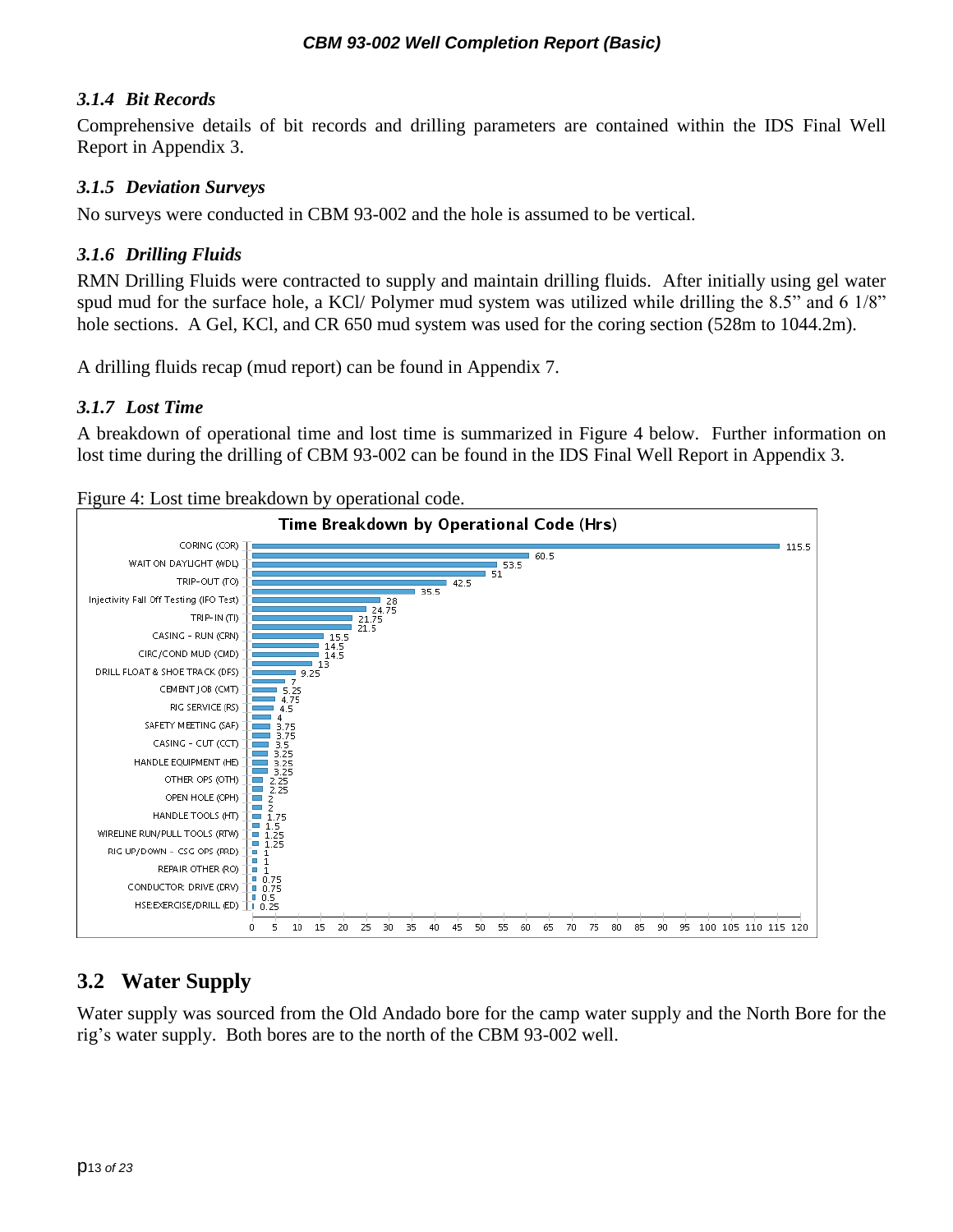### *3.1.4 Bit Records*

Comprehensive details of bit records and drilling parameters are contained within the IDS Final Well Report in Appendix 3.

### *3.1.5 Deviation Surveys*

No surveys were conducted in CBM 93-002 and the hole is assumed to be vertical.

### *3.1.6 Drilling Fluids*

RMN Drilling Fluids were contracted to supply and maintain drilling fluids. After initially using gel water spud mud for the surface hole, a KCl/ Polymer mud system was utilized while drilling the 8.5" and 6 1/8" hole sections. A Gel, KCl, and CR 650 mud system was used for the coring section (528m to 1044.2m).

A drilling fluids recap (mud report) can be found in Appendix 7.

### *3.1.7 Lost Time*

A breakdown of operational time and lost time is summarized in Figure 4 below. Further information on lost time during the drilling of CBM 93-002 can be found in the IDS Final Well Report in Appendix 3.

Figure 4: Lost time breakdown by operational code.

**Time Breakdown by Operational Code (Hrs)**

| Operational Code | Hrs |
| --- | --- |
| CORING (COR) | 115.5 |
| | 60.5 |
| WAIT ON DAYLIGHT (WDL) | 53.5 |
| | 51 |
| TRIP-OUT (TO) | 42.5 |
| | 35.5 |
| Injectivity Fall Off Testing (IFO Test) | 28 |
| | 24.75 |
| TRIP-IN (TI) | 21.75 |
| | 21.5 |
| CASING - RUN (CRN) | 15.5 |
| | 14.5 |
| CIRC/COND MUD (CMD) | 14.5 |
| | 13 |
| DRILL FLOAT & SHOE TRACK (DFS) | 9.25 |
| | 7 |
| CEMENT JOB (CMT) | 5.25 |
| | 4.75 |
| RIG SERVICE (RS) | 4.5 |
| | 4 |
| SAFETY MEETING (SAF) | 3.75 |
| | 3.75 |
| CASING - CUT (CCT) | 3.5 |
| | 3.25 |
| HANDLE EQUIPMENT (HE) | 3.25 |
| | 3.25 |
| OTHER OPS (OTH) | 2.25 |
| | 2.25 |
| OPEN HOLE (OPH) | 2 |
| | 2 |
| HANDLE TOOLS (HT) | 1.75 |
| | 1.5 |
| WIRELINE RUN/PULL TOOLS (RTW) | 1.25 |
| | 1.25 |
| RIG UP/DOWN - CSG OPS (RRD) | 1 |
| | 1 |
| REPAIR OTHER (RO) | 1 |
| | 0.75 |
| CONDUCTOR: DRIVE (DRV) | 0.75 |
| | 0.5 |
| HSE:EXERCISE/DRILL (ED) | 0.25 |

## 3.2 Water Supply

Water supply was sourced from the Old Andado bore for the camp water supply and the North Bore for the rig's water supply. Both bores are to the north of the CBM 93-002 well.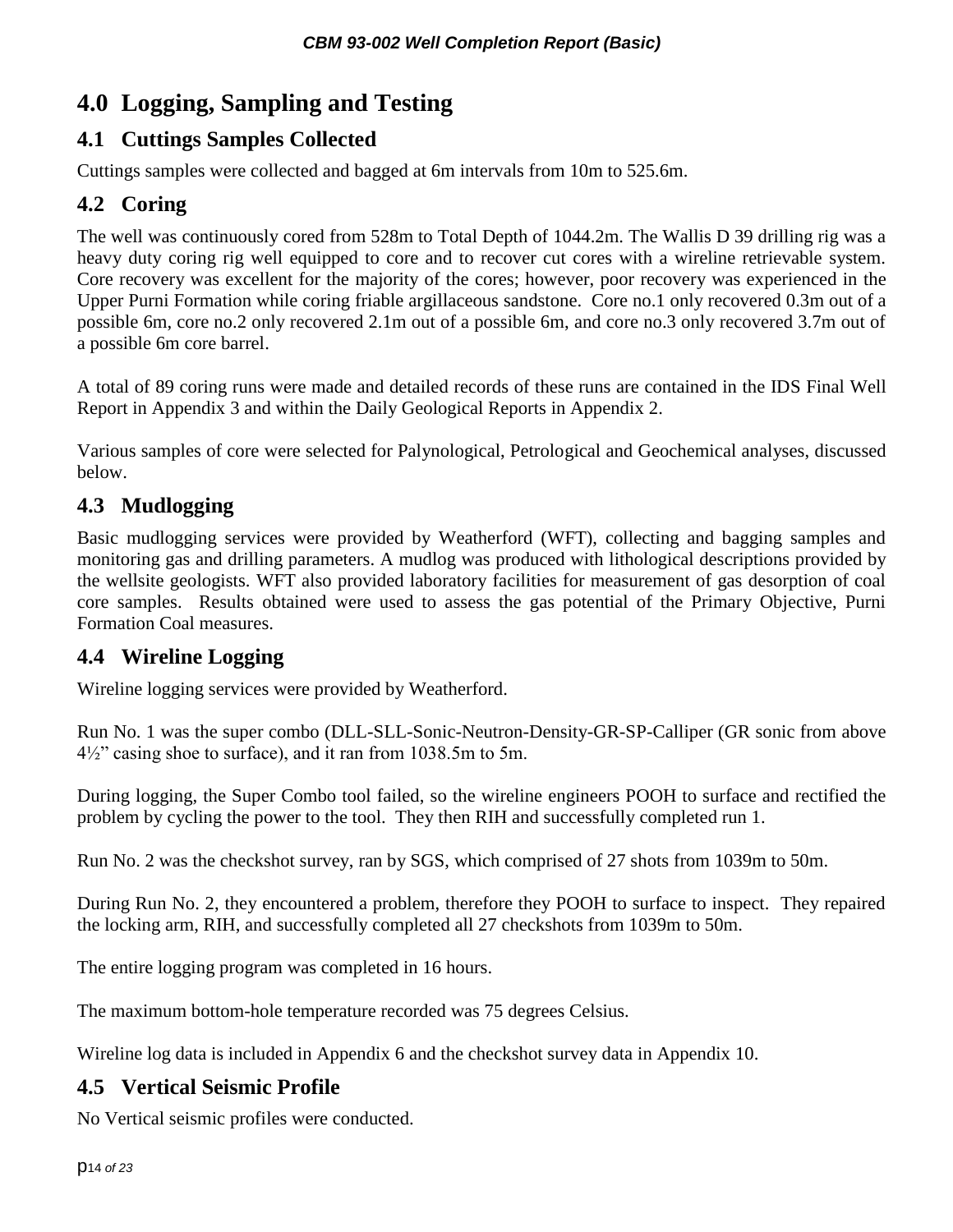# 4.0 Logging, Sampling and Testing

## 4.1 Cuttings Samples Collected

Cuttings samples were collected and bagged at 6m intervals from 10m to 525.6m.

## 4.2 Coring

The well was continuously cored from 528m to Total Depth of 1044.2m. The Wallis D 39 drilling rig was a heavy duty coring rig well equipped to core and to recover cut cores with a wireline retrievable system. Core recovery was excellent for the majority of the cores; however, poor recovery was experienced in the Upper Purni Formation while coring friable argillaceous sandstone. Core no.1 only recovered 0.3m out of a possible 6m, core no.2 only recovered 2.1m out of a possible 6m, and core no.3 only recovered 3.7m out of a possible 6m core barrel.

A total of 89 coring runs were made and detailed records of these runs are contained in the IDS Final Well Report in Appendix 3 and within the Daily Geological Reports in Appendix 2.

Various samples of core were selected for Palynological, Petrological and Geochemical analyses, discussed below.

## 4.3 Mudlogging

Basic mudlogging services were provided by Weatherford (WFT), collecting and bagging samples and monitoring gas and drilling parameters. A mudlog was produced with lithological descriptions provided by the wellsite geologists. WFT also provided laboratory facilities for measurement of gas desorption of coal core samples. Results obtained were used to assess the gas potential of the Primary Objective, Purni Formation Coal measures.

## 4.4 Wireline Logging

Wireline logging services were provided by Weatherford.

Run No. 1 was the super combo (DLL-SLL-Sonic-Neutron-Density-GR-SP-Calliper (GR sonic from above 4½" casing shoe to surface), and it ran from 1038.5m to 5m.

During logging, the Super Combo tool failed, so the wireline engineers POOH to surface and rectified the problem by cycling the power to the tool. They then RIH and successfully completed run 1.

Run No. 2 was the checkshot survey, ran by SGS, which comprised of 27 shots from 1039m to 50m.

During Run No. 2, they encountered a problem, therefore they POOH to surface to inspect. They repaired the locking arm, RIH, and successfully completed all 27 checkshots from 1039m to 50m.

The entire logging program was completed in 16 hours.

The maximum bottom-hole temperature recorded was 75 degrees Celsius.

Wireline log data is included in Appendix 6 and the checkshot survey data in Appendix 10.

## 4.5 Vertical Seismic Profile

No Vertical seismic profiles were conducted.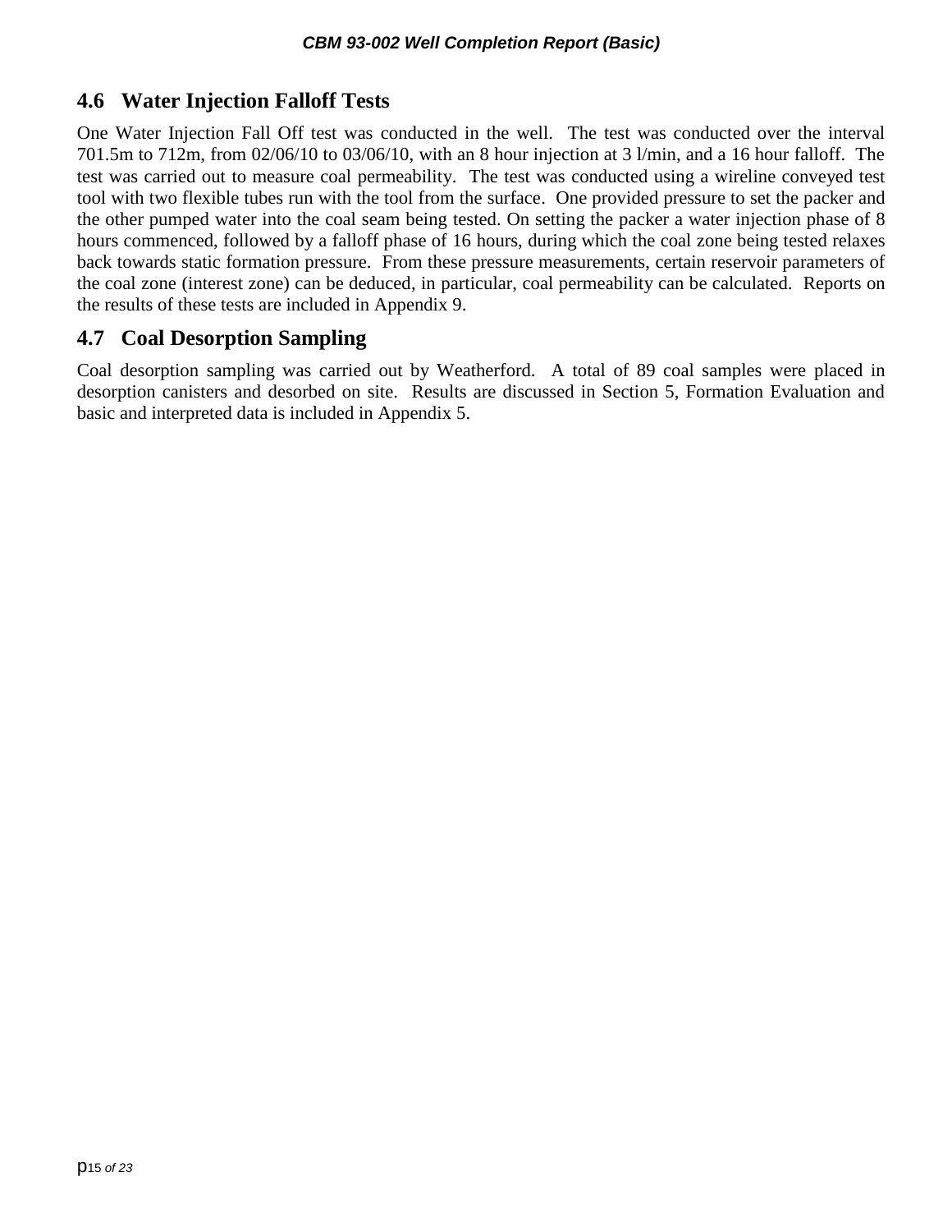## 4.6 Water Injection Falloff Tests

One Water Injection Fall Off test was conducted in the well. The test was conducted over the interval 701.5m to 712m, from 02/06/10 to 03/06/10, with an 8 hour injection at 3 l/min, and a 16 hour falloff. The test was carried out to measure coal permeability. The test was conducted using a wireline conveyed test tool with two flexible tubes run with the tool from the surface. One provided pressure to set the packer and the other pumped water into the coal seam being tested. On setting the packer a water injection phase of 8 hours commenced, followed by a falloff phase of 16 hours, during which the coal zone being tested relaxes back towards static formation pressure. From these pressure measurements, certain reservoir parameters of the coal zone (interest zone) can be deduced, in particular, coal permeability can be calculated. Reports on the results of these tests are included in Appendix 9.

## 4.7 Coal Desorption Sampling

Coal desorption sampling was carried out by Weatherford. A total of 89 coal samples were placed in desorption canisters and desorbed on site. Results are discussed in Section 5, Formation Evaluation and basic and interpreted data is included in Appendix 5.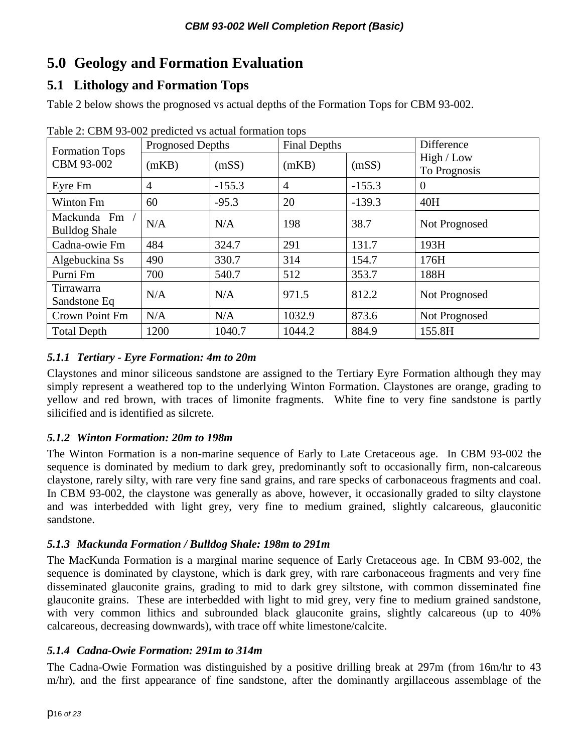# 5.0 Geology and Formation Evaluation

## 5.1 Lithology and Formation Tops

Table 2 below shows the prognosed vs actual depths of the Formation Tops for CBM 93-002.

Table 2: CBM 93-002 predicted vs actual formation tops

| Formation Tops CBM 93-002 | Prognosed Depths | | Final Depths | | Difference High / Low To Prognosis |
|---|---|---|---|---|---|
| | (mKB) | (mSS) | (mKB) | (mSS) | |
| Eyre Fm | 4 | -155.3 | 4 | -155.3 | 0 |
| Winton Fm | 60 | -95.3 | 20 | -139.3 | 40H |
| Mackunda Fm / Bulldog Shale | N/A | N/A | 198 | 38.7 | Not Prognosed |
| Cadna-owie Fm | 484 | 324.7 | 291 | 131.7 | 193H |
| Algebuckina Ss | 490 | 330.7 | 314 | 154.7 | 176H |
| Purni Fm | 700 | 540.7 | 512 | 353.7 | 188H |
| Tirrawarra Sandstone Eq | N/A | N/A | 971.5 | 812.2 | Not Prognosed |
| Crown Point Fm | N/A | N/A | 1032.9 | 873.6 | Not Prognosed |
| Total Depth | 1200 | 1040.7 | 1044.2 | 884.9 | 155.8H |

### *5.1.1 Tertiary - Eyre Formation: 4m to 20m*

Claystones and minor siliceous sandstone are assigned to the Tertiary Eyre Formation although they may simply represent a weathered top to the underlying Winton Formation. Claystones are orange, grading to yellow and red brown, with traces of limonite fragments. White fine to very fine sandstone is partly silicified and is identified as silcrete.

### *5.1.2 Winton Formation: 20m to 198m*

The Winton Formation is a non-marine sequence of Early to Late Cretaceous age. In CBM 93-002 the sequence is dominated by medium to dark grey, predominantly soft to occasionally firm, non-calcareous claystone, rarely silty, with rare very fine sand grains, and rare specks of carbonaceous fragments and coal. In CBM 93-002, the claystone was generally as above, however, it occasionally graded to silty claystone and was interbedded with light grey, very fine to medium grained, slightly calcareous, glauconitic sandstone.

### *5.1.3 Mackunda Formation / Bulldog Shale: 198m to 291m*

The MacKunda Formation is a marginal marine sequence of Early Cretaceous age. In CBM 93-002, the sequence is dominated by claystone, which is dark grey, with rare carbonaceous fragments and very fine disseminated glauconite grains, grading to mid to dark grey siltstone, with common disseminated fine glauconite grains. These are interbedded with light to mid grey, very fine to medium grained sandstone, with very common lithics and subrounded black glauconite grains, slightly calcareous (up to 40% calcareous, decreasing downwards), with trace off white limestone/calcite.

### *5.1.4 Cadna-Owie Formation: 291m to 314m*

The Cadna-Owie Formation was distinguished by a positive drilling break at 297m (from 16m/hr to 43 m/hr), and the first appearance of fine sandstone, after the dominantly argillaceous assemblage of the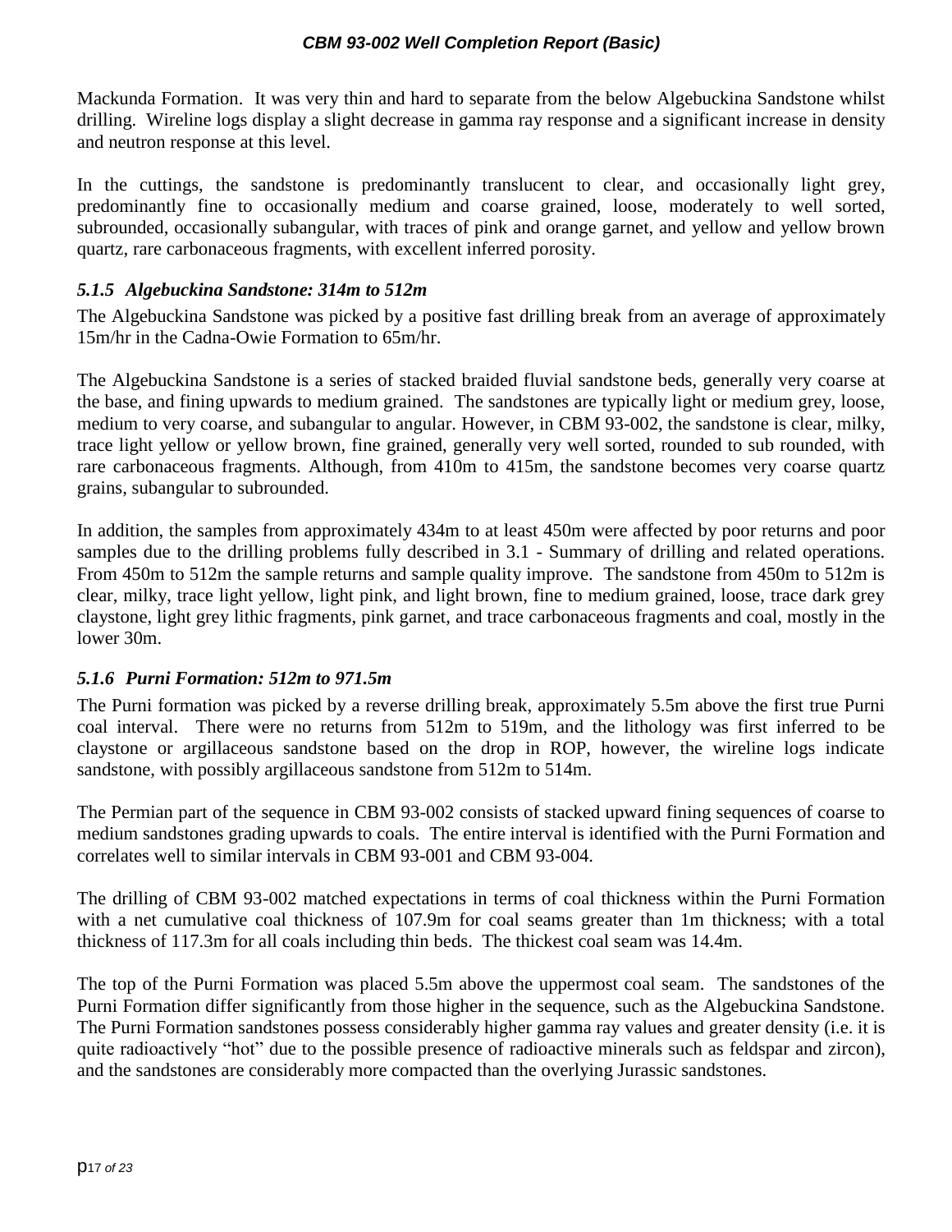Mackunda Formation. It was very thin and hard to separate from the below Algebuckina Sandstone whilst drilling. Wireline logs display a slight decrease in gamma ray response and a significant increase in density and neutron response at this level.

In the cuttings, the sandstone is predominantly translucent to clear, and occasionally light grey, predominantly fine to occasionally medium and coarse grained, loose, moderately to well sorted, subrounded, occasionally subangular, with traces of pink and orange garnet, and yellow and yellow brown quartz, rare carbonaceous fragments, with excellent inferred porosity.

### *5.1.5 Algebuckina Sandstone: 314m to 512m*

The Algebuckina Sandstone was picked by a positive fast drilling break from an average of approximately 15m/hr in the Cadna-Owie Formation to 65m/hr.

The Algebuckina Sandstone is a series of stacked braided fluvial sandstone beds, generally very coarse at the base, and fining upwards to medium grained. The sandstones are typically light or medium grey, loose, medium to very coarse, and subangular to angular. However, in CBM 93-002, the sandstone is clear, milky, trace light yellow or yellow brown, fine grained, generally very well sorted, rounded to sub rounded, with rare carbonaceous fragments. Although, from 410m to 415m, the sandstone becomes very coarse quartz grains, subangular to subrounded.

In addition, the samples from approximately 434m to at least 450m were affected by poor returns and poor samples due to the drilling problems fully described in 3.1 - Summary of drilling and related operations. From 450m to 512m the sample returns and sample quality improve. The sandstone from 450m to 512m is clear, milky, trace light yellow, light pink, and light brown, fine to medium grained, loose, trace dark grey claystone, light grey lithic fragments, pink garnet, and trace carbonaceous fragments and coal, mostly in the lower 30m.

### *5.1.6 Purni Formation: 512m to 971.5m*

The Purni formation was picked by a reverse drilling break, approximately 5.5m above the first true Purni coal interval. There were no returns from 512m to 519m, and the lithology was first inferred to be claystone or argillaceous sandstone based on the drop in ROP, however, the wireline logs indicate sandstone, with possibly argillaceous sandstone from 512m to 514m.

The Permian part of the sequence in CBM 93-002 consists of stacked upward fining sequences of coarse to medium sandstones grading upwards to coals. The entire interval is identified with the Purni Formation and correlates well to similar intervals in CBM 93-001 and CBM 93-004.

The drilling of CBM 93-002 matched expectations in terms of coal thickness within the Purni Formation with a net cumulative coal thickness of 107.9m for coal seams greater than 1m thickness; with a total thickness of 117.3m for all coals including thin beds. The thickest coal seam was 14.4m.

The top of the Purni Formation was placed 5.5m above the uppermost coal seam. The sandstones of the Purni Formation differ significantly from those higher in the sequence, such as the Algebuckina Sandstone. The Purni Formation sandstones possess considerably higher gamma ray values and greater density (i.e. it is quite radioactively "hot" due to the possible presence of radioactive minerals such as feldspar and zircon), and the sandstones are considerably more compacted than the overlying Jurassic sandstones.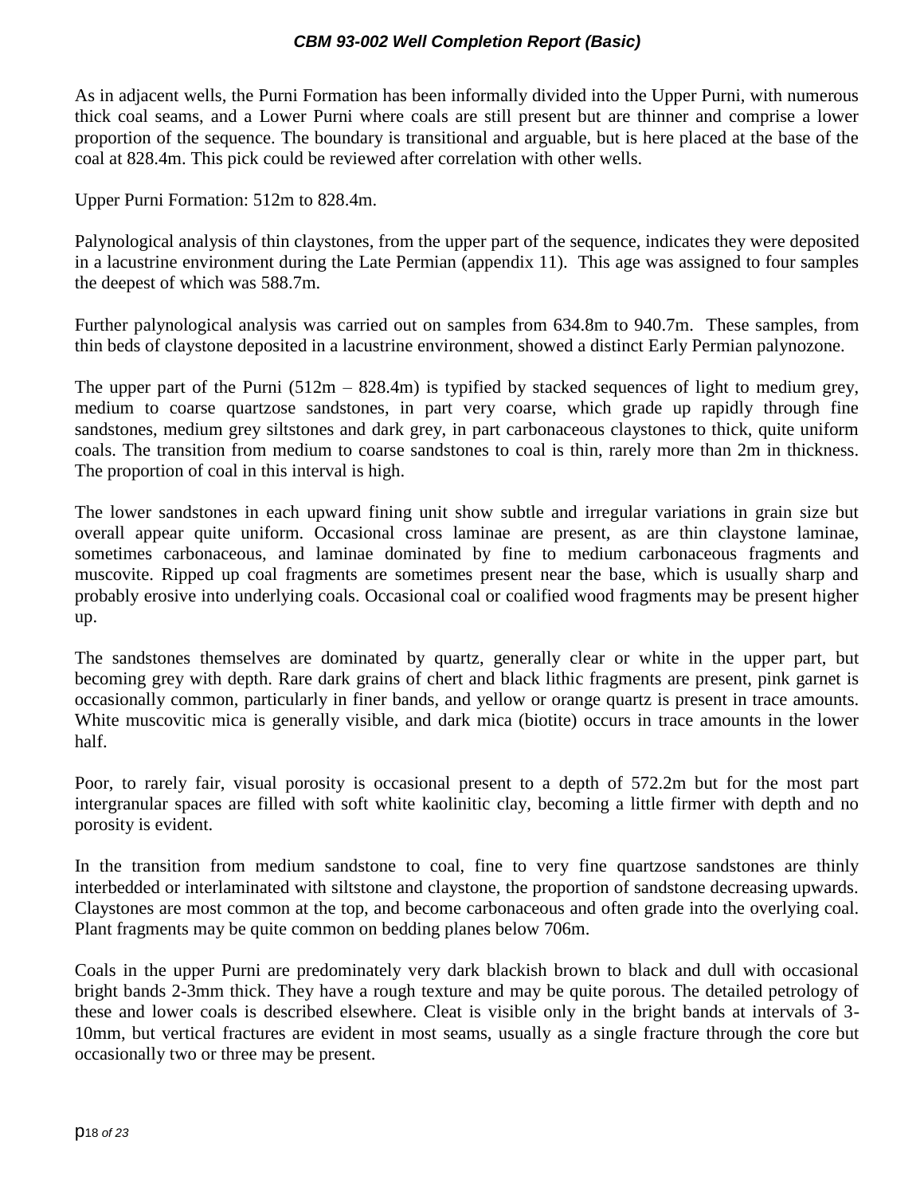As in adjacent wells, the Purni Formation has been informally divided into the Upper Purni, with numerous thick coal seams, and a Lower Purni where coals are still present but are thinner and comprise a lower proportion of the sequence. The boundary is transitional and arguable, but is here placed at the base of the coal at 828.4m. This pick could be reviewed after correlation with other wells.

Upper Purni Formation: 512m to 828.4m.

Palynological analysis of thin claystones, from the upper part of the sequence, indicates they were deposited in a lacustrine environment during the Late Permian (appendix 11). This age was assigned to four samples the deepest of which was 588.7m.

Further palynological analysis was carried out on samples from 634.8m to 940.7m. These samples, from thin beds of claystone deposited in a lacustrine environment, showed a distinct Early Permian palynozone.

The upper part of the Purni (512m – 828.4m) is typified by stacked sequences of light to medium grey, medium to coarse quartzose sandstones, in part very coarse, which grade up rapidly through fine sandstones, medium grey siltstones and dark grey, in part carbonaceous claystones to thick, quite uniform coals. The transition from medium to coarse sandstones to coal is thin, rarely more than 2m in thickness. The proportion of coal in this interval is high.

The lower sandstones in each upward fining unit show subtle and irregular variations in grain size but overall appear quite uniform. Occasional cross laminae are present, as are thin claystone laminae, sometimes carbonaceous, and laminae dominated by fine to medium carbonaceous fragments and muscovite. Ripped up coal fragments are sometimes present near the base, which is usually sharp and probably erosive into underlying coals. Occasional coal or coalified wood fragments may be present higher up.

The sandstones themselves are dominated by quartz, generally clear or white in the upper part, but becoming grey with depth. Rare dark grains of chert and black lithic fragments are present, pink garnet is occasionally common, particularly in finer bands, and yellow or orange quartz is present in trace amounts. White muscovitic mica is generally visible, and dark mica (biotite) occurs in trace amounts in the lower half.

Poor, to rarely fair, visual porosity is occasional present to a depth of 572.2m but for the most part intergranular spaces are filled with soft white kaolinitic clay, becoming a little firmer with depth and no porosity is evident.

In the transition from medium sandstone to coal, fine to very fine quartzose sandstones are thinly interbedded or interlaminated with siltstone and claystone, the proportion of sandstone decreasing upwards. Claystones are most common at the top, and become carbonaceous and often grade into the overlying coal. Plant fragments may be quite common on bedding planes below 706m.

Coals in the upper Purni are predominately very dark blackish brown to black and dull with occasional bright bands 2-3mm thick. They have a rough texture and may be quite porous. The detailed petrology of these and lower coals is described elsewhere. Cleat is visible only in the bright bands at intervals of 3-10mm, but vertical fractures are evident in most seams, usually as a single fracture through the core but occasionally two or three may be present.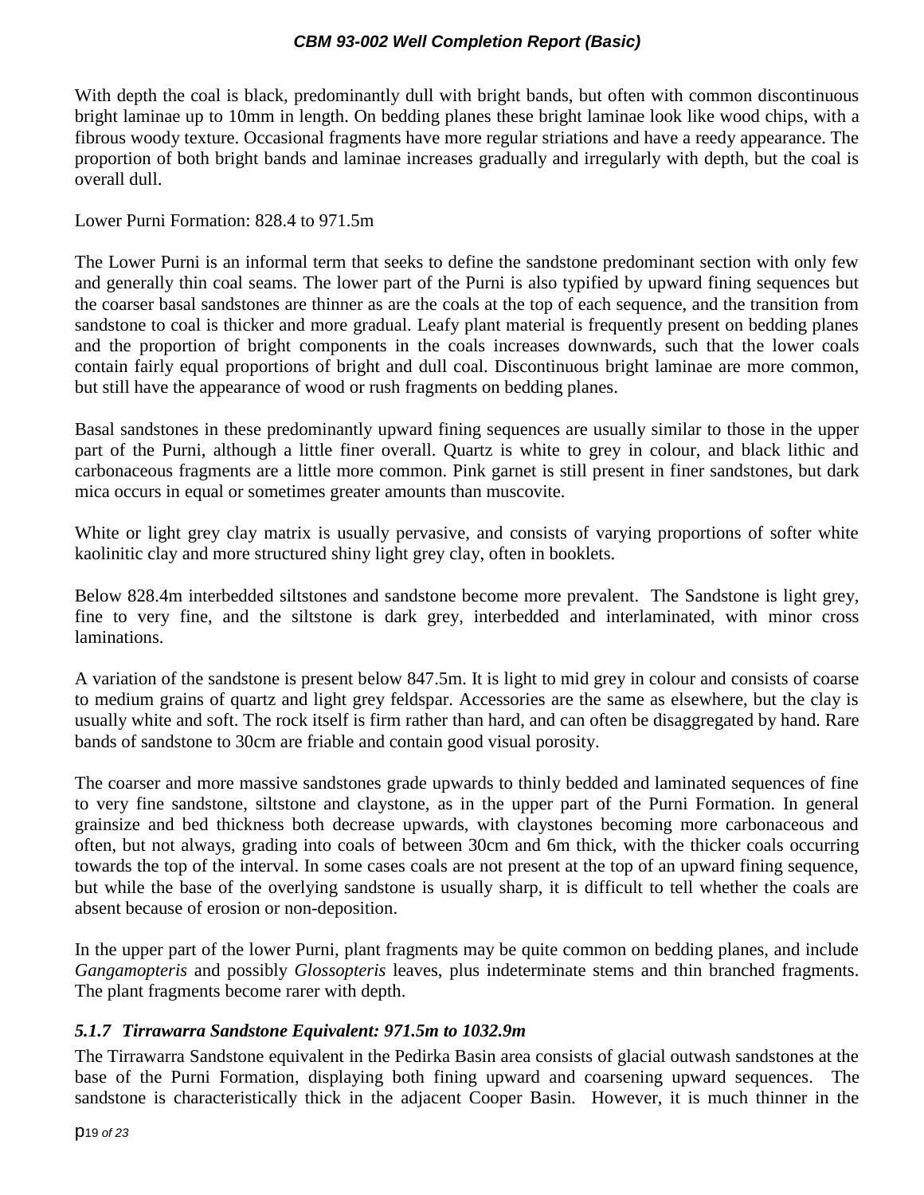With depth the coal is black, predominantly dull with bright bands, but often with common discontinuous bright laminae up to 10mm in length. On bedding planes these bright laminae look like wood chips, with a fibrous woody texture. Occasional fragments have more regular striations and have a reedy appearance. The proportion of both bright bands and laminae increases gradually and irregularly with depth, but the coal is overall dull.

Lower Purni Formation: 828.4 to 971.5m

The Lower Purni is an informal term that seeks to define the sandstone predominant section with only few and generally thin coal seams. The lower part of the Purni is also typified by upward fining sequences but the coarser basal sandstones are thinner as are the coals at the top of each sequence, and the transition from sandstone to coal is thicker and more gradual. Leafy plant material is frequently present on bedding planes and the proportion of bright components in the coals increases downwards, such that the lower coals contain fairly equal proportions of bright and dull coal. Discontinuous bright laminae are more common, but still have the appearance of wood or rush fragments on bedding planes.

Basal sandstones in these predominantly upward fining sequences are usually similar to those in the upper part of the Purni, although a little finer overall. Quartz is white to grey in colour, and black lithic and carbonaceous fragments are a little more common. Pink garnet is still present in finer sandstones, but dark mica occurs in equal or sometimes greater amounts than muscovite.

White or light grey clay matrix is usually pervasive, and consists of varying proportions of softer white kaolinitic clay and more structured shiny light grey clay, often in booklets.

Below 828.4m interbedded siltstones and sandstone become more prevalent. The Sandstone is light grey, fine to very fine, and the siltstone is dark grey, interbedded and interlaminated, with minor cross laminations.

A variation of the sandstone is present below 847.5m. It is light to mid grey in colour and consists of coarse to medium grains of quartz and light grey feldspar. Accessories are the same as elsewhere, but the clay is usually white and soft. The rock itself is firm rather than hard, and can often be disaggregated by hand. Rare bands of sandstone to 30cm are friable and contain good visual porosity.

The coarser and more massive sandstones grade upwards to thinly bedded and laminated sequences of fine to very fine sandstone, siltstone and claystone, as in the upper part of the Purni Formation. In general grainsize and bed thickness both decrease upwards, with claystones becoming more carbonaceous and often, but not always, grading into coals of between 30cm and 6m thick, with the thicker coals occurring towards the top of the interval. In some cases coals are not present at the top of an upward fining sequence, but while the base of the overlying sandstone is usually sharp, it is difficult to tell whether the coals are absent because of erosion or non-deposition.

In the upper part of the lower Purni, plant fragments may be quite common on bedding planes, and include *Gangamopteris* and possibly *Glossopteris* leaves, plus indeterminate stems and thin branched fragments. The plant fragments become rarer with depth.

### *5.1.7 Tirrawarra Sandstone Equivalent: 971.5m to 1032.9m*

The Tirrawarra Sandstone equivalent in the Pedirka Basin area consists of glacial outwash sandstones at the base of the Purni Formation, displaying both fining upward and coarsening upward sequences. The sandstone is characteristically thick in the adjacent Cooper Basin. However, it is much thinner in the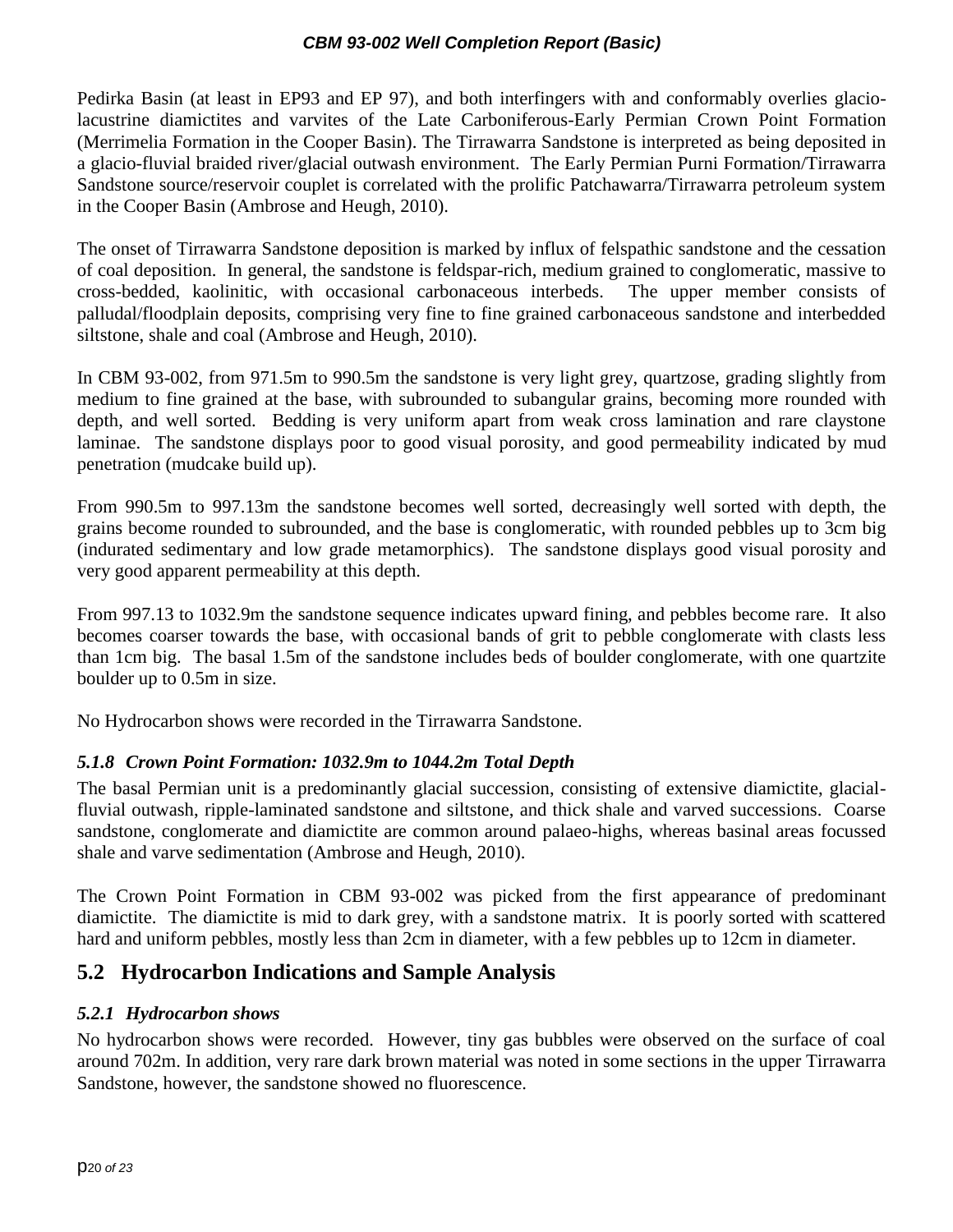Pedirka Basin (at least in EP93 and EP 97), and both interfingers with and conformably overlies glacio-lacustrine diamictites and varvites of the Late Carboniferous-Early Permian Crown Point Formation (Merrimelia Formation in the Cooper Basin). The Tirrawarra Sandstone is interpreted as being deposited in a glacio-fluvial braided river/glacial outwash environment. The Early Permian Purni Formation/Tirrawarra Sandstone source/reservoir couplet is correlated with the prolific Patchawarra/Tirrawarra petroleum system in the Cooper Basin (Ambrose and Heugh, 2010).

The onset of Tirrawarra Sandstone deposition is marked by influx of felspathic sandstone and the cessation of coal deposition. In general, the sandstone is feldspar-rich, medium grained to conglomeratic, massive to cross-bedded, kaolinitic, with occasional carbonaceous interbeds. The upper member consists of palludal/floodplain deposits, comprising very fine to fine grained carbonaceous sandstone and interbedded siltstone, shale and coal (Ambrose and Heugh, 2010).

In CBM 93-002, from 971.5m to 990.5m the sandstone is very light grey, quartzose, grading slightly from medium to fine grained at the base, with subrounded to subangular grains, becoming more rounded with depth, and well sorted. Bedding is very uniform apart from weak cross lamination and rare claystone laminae. The sandstone displays poor to good visual porosity, and good permeability indicated by mud penetration (mudcake build up).

From 990.5m to 997.13m the sandstone becomes well sorted, decreasingly well sorted with depth, the grains become rounded to subrounded, and the base is conglomeratic, with rounded pebbles up to 3cm big (indurated sedimentary and low grade metamorphics). The sandstone displays good visual porosity and very good apparent permeability at this depth.

From 997.13 to 1032.9m the sandstone sequence indicates upward fining, and pebbles become rare. It also becomes coarser towards the base, with occasional bands of grit to pebble conglomerate with clasts less than 1cm big. The basal 1.5m of the sandstone includes beds of boulder conglomerate, with one quartzite boulder up to 0.5m in size.

No Hydrocarbon shows were recorded in the Tirrawarra Sandstone.

### *5.1.8 Crown Point Formation: 1032.9m to 1044.2m Total Depth*

The basal Permian unit is a predominantly glacial succession, consisting of extensive diamictite, glacial-fluvial outwash, ripple-laminated sandstone and siltstone, and thick shale and varved successions. Coarse sandstone, conglomerate and diamictite are common around palaeo-highs, whereas basinal areas focussed shale and varve sedimentation (Ambrose and Heugh, 2010).

The Crown Point Formation in CBM 93-002 was picked from the first appearance of predominant diamictite. The diamictite is mid to dark grey, with a sandstone matrix. It is poorly sorted with scattered hard and uniform pebbles, mostly less than 2cm in diameter, with a few pebbles up to 12cm in diameter.

## 5.2 Hydrocarbon Indications and Sample Analysis

### *5.2.1 Hydrocarbon shows*

No hydrocarbon shows were recorded. However, tiny gas bubbles were observed on the surface of coal around 702m. In addition, very rare dark brown material was noted in some sections in the upper Tirrawarra Sandstone, however, the sandstone showed no fluorescence.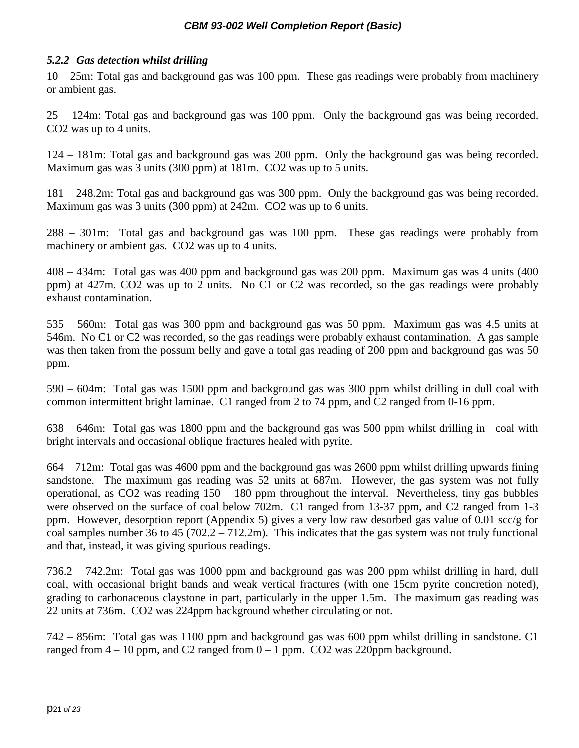### *5.2.2 Gas detection whilst drilling*

10 – 25m: Total gas and background gas was 100 ppm. These gas readings were probably from machinery or ambient gas.

25 – 124m: Total gas and background gas was 100 ppm. Only the background gas was being recorded. $CO_2$ was up to 4 units.

124 – 181m: Total gas and background gas was 200 ppm. Only the background gas was being recorded. Maximum gas was 3 units (300 ppm) at 181m. $CO_2$ was up to 5 units.

181 – 248.2m: Total gas and background gas was 300 ppm. Only the background gas was being recorded. Maximum gas was 3 units (300 ppm) at 242m. $CO_2$ was up to 6 units.

288 – 301m: Total gas and background gas was 100 ppm. These gas readings were probably from machinery or ambient gas. $CO_2$ was up to 4 units.

408 – 434m: Total gas was 400 ppm and background gas was 200 ppm. Maximum gas was 4 units (400 ppm) at 427m. $CO_2$ was up to 2 units. No $C_1$ or $C_2$ was recorded, so the gas readings were probably exhaust contamination.

535 – 560m: Total gas was 300 ppm and background gas was 50 ppm. Maximum gas was 4.5 units at 546m. No $C_1$ or $C_2$ was recorded, so the gas readings were probably exhaust contamination. A gas sample was then taken from the possum belly and gave a total gas reading of 200 ppm and background gas was 50 ppm.

590 – 604m: Total gas was 1500 ppm and background gas was 300 ppm whilst drilling in dull coal with common intermittent bright laminae. $C_1$ ranged from 2 to 74 ppm, and $C_2$ ranged from 0-16 ppm.

638 – 646m: Total gas was 1800 ppm and the background gas was 500 ppm whilst drilling in coal with bright intervals and occasional oblique fractures healed with pyrite.

664 – 712m: Total gas was 4600 ppm and the background gas was 2600 ppm whilst drilling upwards fining sandstone. The maximum gas reading was 52 units at 687m. However, the gas system was not fully operational, as $CO_2$ was reading 150 – 180 ppm throughout the interval. Nevertheless, tiny gas bubbles were observed on the surface of coal below 702m. $C_1$ ranged from 13-37 ppm, and $C_2$ ranged from 1-3 ppm. However, desorption report (Appendix 5) gives a very low raw desorbed gas value of 0.01 scc/g for coal samples number 36 to 45 (702.2 – 712.2m). This indicates that the gas system was not truly functional and that, instead, it was giving spurious readings.

736.2 – 742.2m: Total gas was 1000 ppm and background gas was 200 ppm whilst drilling in hard, dull coal, with occasional bright bands and weak vertical fractures (with one 15cm pyrite concretion noted), grading to carbonaceous claystone in part, particularly in the upper 1.5m. The maximum gas reading was 22 units at 736m. $CO_2$ was 224ppm background whether circulating or not.

742 – 856m: Total gas was 1100 ppm and background gas was 600 ppm whilst drilling in sandstone. $C_1$ ranged from 4 – 10 ppm, and $C_2$ ranged from 0 – 1 ppm. $CO_2$ was 220ppm background.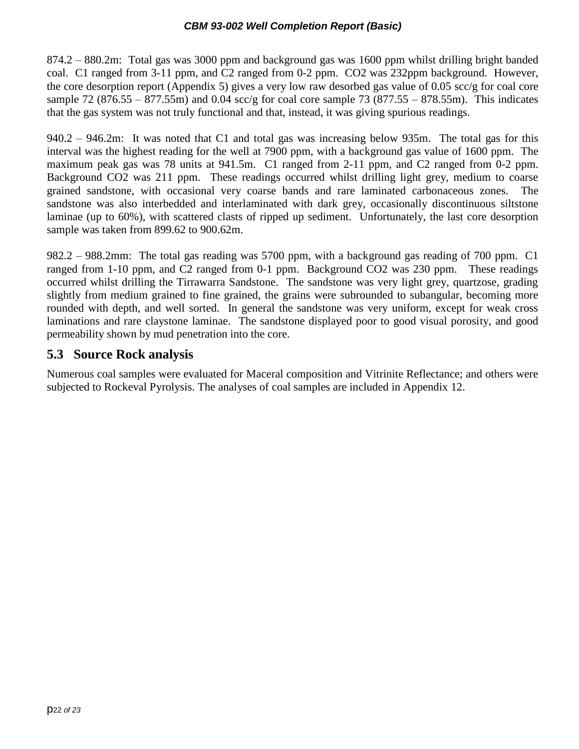874.2 – 880.2m: Total gas was 3000 ppm and background gas was 1600 ppm whilst drilling bright banded coal. C1 ranged from 3-11 ppm, and C2 ranged from 0-2 ppm. $CO_2$ was 232ppm background. However, the core desorption report (Appendix 5) gives a very low raw desorbed gas value of 0.05 scc/g for coal core sample 72 (876.55 – 877.55m) and 0.04 scc/g for coal core sample 73 (877.55 – 878.55m). This indicates that the gas system was not truly functional and that, instead, it was giving spurious readings.

940.2 – 946.2m: It was noted that C1 and total gas was increasing below 935m. The total gas for this interval was the highest reading for the well at 7900 ppm, with a background gas value of 1600 ppm. The maximum peak gas was 78 units at 941.5m. C1 ranged from 2-11 ppm, and C2 ranged from 0-2 ppm. Background $CO_2$ was 211 ppm. These readings occurred whilst drilling light grey, medium to coarse grained sandstone, with occasional very coarse bands and rare laminated carbonaceous zones. The sandstone was also interbedded and interlaminated with dark grey, occasionally discontinuous siltstone laminae (up to 60%), with scattered clasts of ripped up sediment. Unfortunately, the last core desorption sample was taken from 899.62 to 900.62m.

982.2 – 988.2mm: The total gas reading was 5700 ppm, with a background gas reading of 700 ppm. C1 ranged from 1-10 ppm, and C2 ranged from 0-1 ppm. Background $CO_2$ was 230 ppm. These readings occurred whilst drilling the Tirrawarra Sandstone. The sandstone was very light grey, quartzose, grading slightly from medium grained to fine grained, the grains were subrounded to subangular, becoming more rounded with depth, and well sorted. In general the sandstone was very uniform, except for weak cross laminations and rare claystone laminae. The sandstone displayed poor to good visual porosity, and good permeability shown by mud penetration into the core.

## 5.3 Source Rock analysis

Numerous coal samples were evaluated for Maceral composition and Vitrinite Reflectance; and others were subjected to Rockeval Pyrolysis. The analyses of coal samples are included in Appendix 12.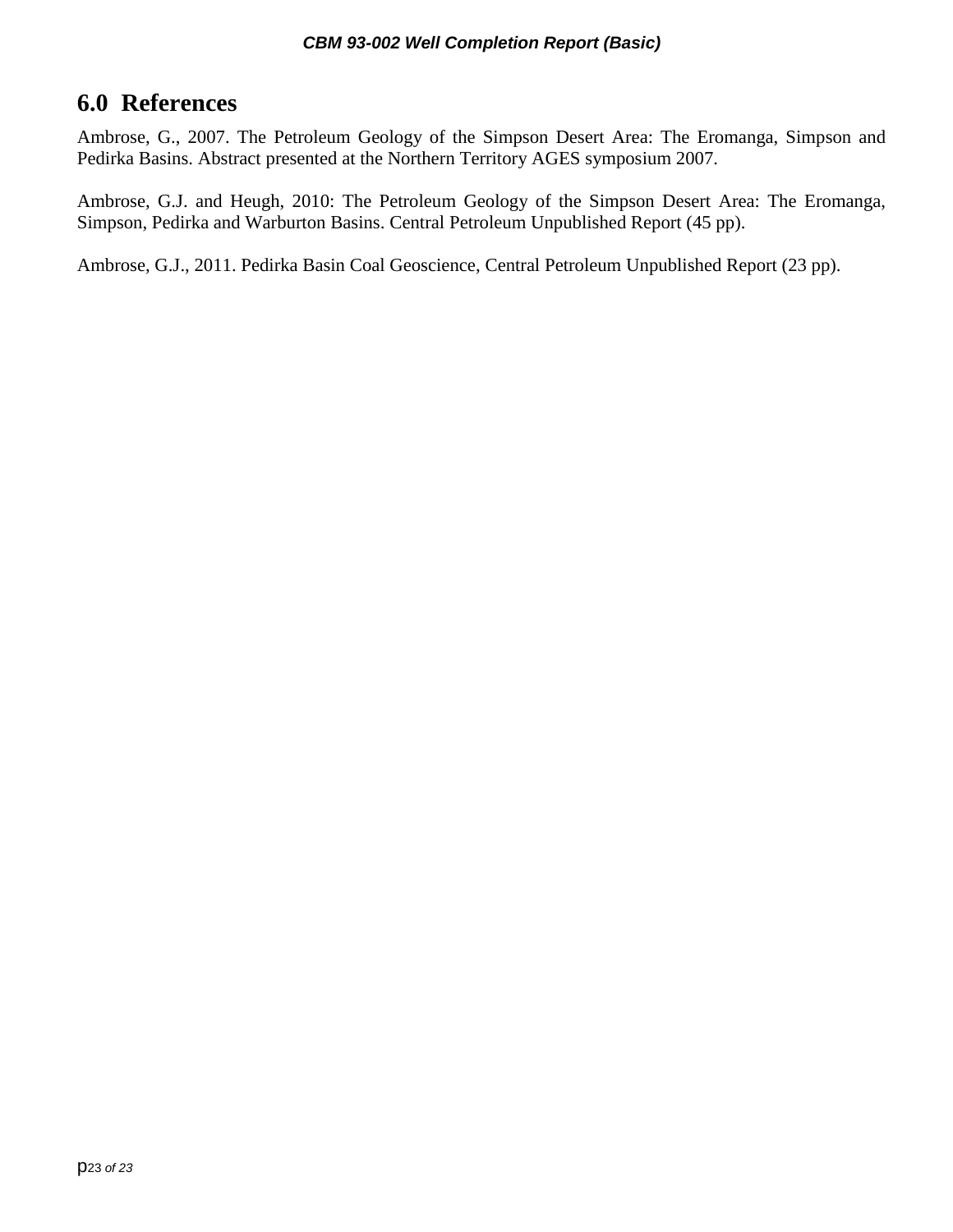## 6.0 References

Ambrose, G., 2007. The Petroleum Geology of the Simpson Desert Area: The Eromanga, Simpson and Pedirka Basins. Abstract presented at the Northern Territory AGES symposium 2007.

Ambrose, G.J. and Heugh, 2010: The Petroleum Geology of the Simpson Desert Area: The Eromanga, Simpson, Pedirka and Warburton Basins. Central Petroleum Unpublished Report (45 pp).

Ambrose, G.J., 2011. Pedirka Basin Coal Geoscience, Central Petroleum Unpublished Report (23 pp).